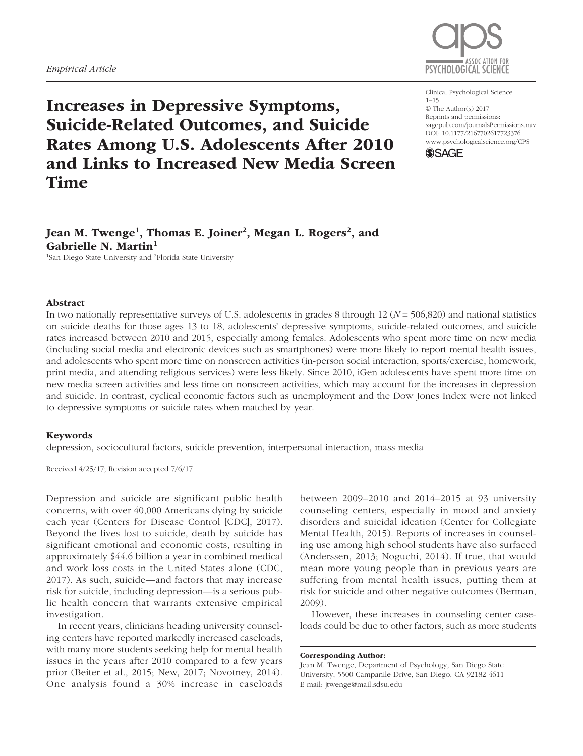*Empirical Article*

Clinical Psychological Science
1–15
© The Author(s) 2017
Reprints and permissions: sagepub.com/journalsPermissions.nav
DOI: 10.1177/2167702617723376
www.psychologicalscience.org/CPS

# Increases in Depressive Symptoms, Suicide-Related Outcomes, and Suicide Rates Among U.S. Adolescents After 2010 and Links to Increased New Media Screen Time

**Jean M. Twenge[1], Thomas E. Joiner[2], Megan L. Rogers[2], and Gabrielle N. Martin[1]**

[1]San Diego State University and [2]Florida State University

## Abstract

In two nationally representative surveys of U.S. adolescents in grades 8 through 12 ($N$ = 506,820) and national statistics on suicide deaths for those ages 13 to 18, adolescents' depressive symptoms, suicide-related outcomes, and suicide rates increased between 2010 and 2015, especially among females. Adolescents who spent more time on new media (including social media and electronic devices such as smartphones) were more likely to report mental health issues, and adolescents who spent more time on nonscreen activities (in-person social interaction, sports/exercise, homework, print media, and attending religious services) were less likely. Since 2010, iGen adolescents have spent more time on new media screen activities and less time on nonscreen activities, which may account for the increases in depression and suicide. In contrast, cyclical economic factors such as unemployment and the Dow Jones Index were not linked to depressive symptoms or suicide rates when matched by year.

## Keywords

depression, sociocultural factors, suicide prevention, interpersonal interaction, mass media

Received 4/25/17; Revision accepted 7/6/17

Depression and suicide are significant public health concerns, with over 40,000 Americans dying by suicide each year (Centers for Disease Control [CDC], 2017). Beyond the lives lost to suicide, death by suicide has significant emotional and economic costs, resulting in approximately $44.6 billion a year in combined medical and work loss costs in the United States alone (CDC, 2017). As such, suicide—and factors that may increase risk for suicide, including depression—is a serious public health concern that warrants extensive empirical investigation.

In recent years, clinicians heading university counseling centers have reported markedly increased caseloads, with many more students seeking help for mental health issues in the years after 2010 compared to a few years prior (Beiter et al., 2015; New, 2017; Novotney, 2014). One analysis found a 30% increase in caseloads between 2009–2010 and 2014–2015 at 93 university counseling centers, especially in mood and anxiety disorders and suicidal ideation (Center for Collegiate Mental Health, 2015). Reports of increases in counseling use among high school students have also surfaced (Anderssen, 2013; Noguchi, 2014). If true, that would mean more young people than in previous years are suffering from mental health issues, putting them at risk for suicide and other negative outcomes (Berman, 2009).

However, these increases in counseling center caseloads could be due to other factors, such as more students

**Corresponding Author:**
Jean M. Twenge, Department of Psychology, San Diego State University, 5500 Campanile Drive, San Diego, CA 92182-4611
E-mail: jtwenge@mail.sdsu.edu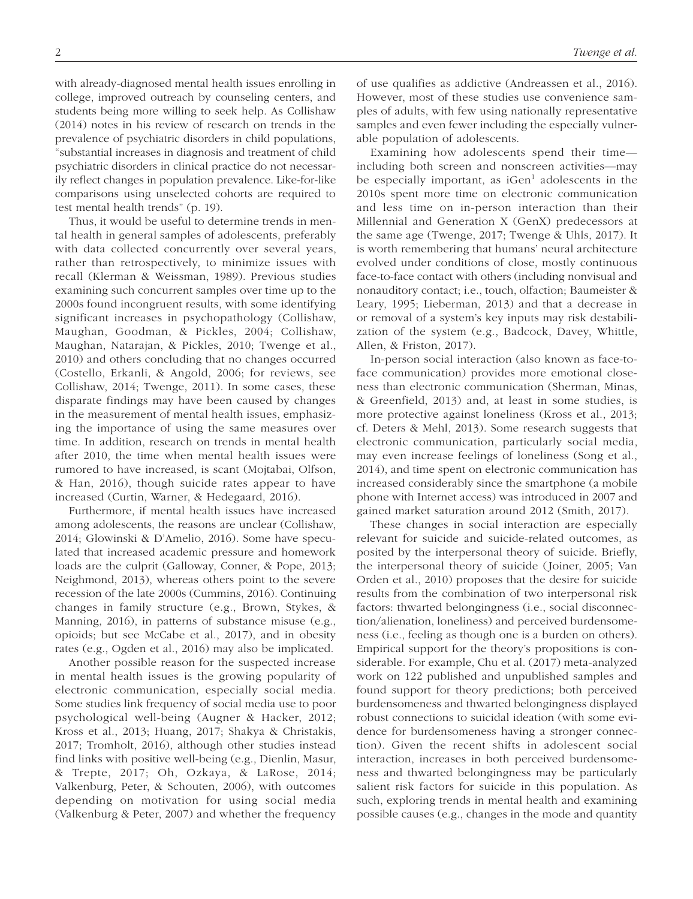with already-diagnosed mental health issues enrolling in college, improved outreach by counseling centers, and students being more willing to seek help. As Collishaw (2014) notes in his review of research on trends in the prevalence of psychiatric disorders in child populations, "substantial increases in diagnosis and treatment of child psychiatric disorders in clinical practice do not necessarily reflect changes in population prevalence. Like-for-like comparisons using unselected cohorts are required to test mental health trends" (p. 19).

Thus, it would be useful to determine trends in mental health in general samples of adolescents, preferably with data collected concurrently over several years, rather than retrospectively, to minimize issues with recall (Klerman & Weissman, 1989). Previous studies examining such concurrent samples over time up to the 2000s found incongruent results, with some identifying significant increases in psychopathology (Collishaw, Maughan, Goodman, & Pickles, 2004; Collishaw, Maughan, Natarajan, & Pickles, 2010; Twenge et al., 2010) and others concluding that no changes occurred (Costello, Erkanli, & Angold, 2006; for reviews, see Collishaw, 2014; Twenge, 2011). In some cases, these disparate findings may have been caused by changes in the measurement of mental health issues, emphasizing the importance of using the same measures over time. In addition, research on trends in mental health after 2010, the time when mental health issues were rumored to have increased, is scant (Mojtabai, Olfson, & Han, 2016), though suicide rates appear to have increased (Curtin, Warner, & Hedegaard, 2016).

Furthermore, if mental health issues have increased among adolescents, the reasons are unclear (Collishaw, 2014; Glowinski & D'Amelio, 2016). Some have speculated that increased academic pressure and homework loads are the culprit (Galloway, Conner, & Pope, 2013; Neighmond, 2013), whereas others point to the severe recession of the late 2000s (Cummins, 2016). Continuing changes in family structure (e.g., Brown, Stykes, & Manning, 2016), in patterns of substance misuse (e.g., opioids; but see McCabe et al., 2017), and in obesity rates (e.g., Ogden et al., 2016) may also be implicated.

Another possible reason for the suspected increase in mental health issues is the growing popularity of electronic communication, especially social media. Some studies link frequency of social media use to poor psychological well-being (Augner & Hacker, 2012; Kross et al., 2013; Huang, 2017; Shakya & Christakis, 2017; Tromholt, 2016), although other studies instead find links with positive well-being (e.g., Dienlin, Masur, & Trepte, 2017; Oh, Ozkaya, & LaRose, 2014; Valkenburg, Peter, & Schouten, 2006), with outcomes depending on motivation for using social media (Valkenburg & Peter, 2007) and whether the frequency of use qualifies as addictive (Andreassen et al., 2016). However, most of these studies use convenience samples of adults, with few using nationally representative samples and even fewer including the especially vulnerable population of adolescents.

Examining how adolescents spend their time—including both screen and nonscreen activities—may be especially important, as iGen[1] adolescents in the 2010s spent more time on electronic communication and less time on in-person interaction than their Millennial and Generation X (GenX) predecessors at the same age (Twenge, 2017; Twenge & Uhls, 2017). It is worth remembering that humans' neural architecture evolved under conditions of close, mostly continuous face-to-face contact with others (including nonvisual and nonauditory contact; i.e., touch, olfaction; Baumeister & Leary, 1995; Lieberman, 2013) and that a decrease in or removal of a system's key inputs may risk destabilization of the system (e.g., Badcock, Davey, Whittle, Allen, & Friston, 2017).

In-person social interaction (also known as face-to-face communication) provides more emotional closeness than electronic communication (Sherman, Minas, & Greenfield, 2013) and, at least in some studies, is more protective against loneliness (Kross et al., 2013; cf. Deters & Mehl, 2013). Some research suggests that electronic communication, particularly social media, may even increase feelings of loneliness (Song et al., 2014), and time spent on electronic communication has increased considerably since the smartphone (a mobile phone with Internet access) was introduced in 2007 and gained market saturation around 2012 (Smith, 2017).

These changes in social interaction are especially relevant for suicide and suicide-related outcomes, as posited by the interpersonal theory of suicide. Briefly, the interpersonal theory of suicide (Joiner, 2005; Van Orden et al., 2010) proposes that the desire for suicide results from the combination of two interpersonal risk factors: thwarted belongingness (i.e., social disconnection/alienation, loneliness) and perceived burdensomeness (i.e., feeling as though one is a burden on others). Empirical support for the theory's propositions is considerable. For example, Chu et al. (2017) meta-analyzed work on 122 published and unpublished samples and found support for theory predictions; both perceived burdensomeness and thwarted belongingness displayed robust connections to suicidal ideation (with some evidence for burdensomeness having a stronger connection). Given the recent shifts in adolescent social interaction, increases in both perceived burdensomeness and thwarted belongingness may be particularly salient risk factors for suicide in this population. As such, exploring trends in mental health and examining possible causes (e.g., changes in the mode and quantity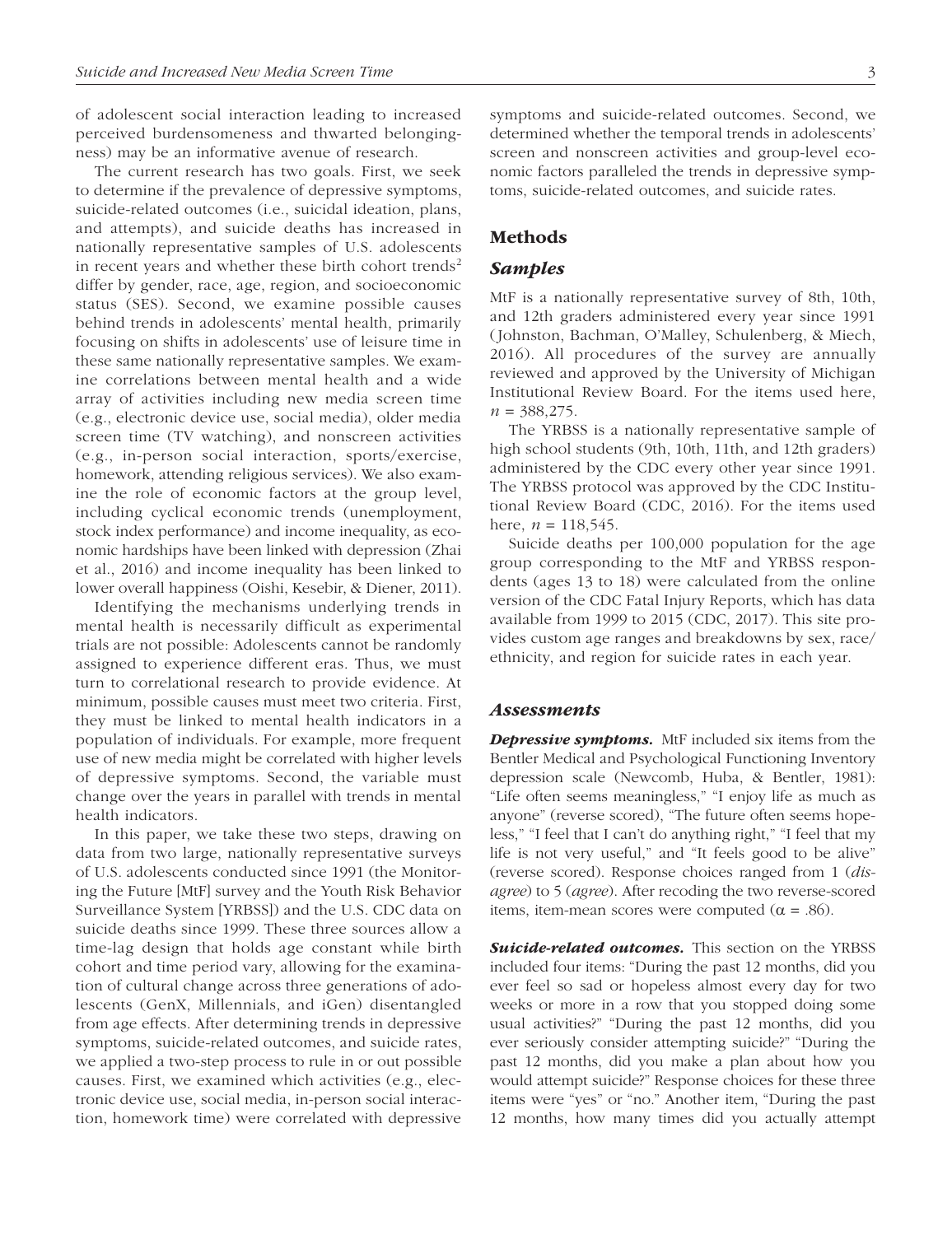of adolescent social interaction leading to increased perceived burdensomeness and thwarted belongingness) may be an informative avenue of research.

The current research has two goals. First, we seek to determine if the prevalence of depressive symptoms, suicide-related outcomes (i.e., suicidal ideation, plans, and attempts), and suicide deaths has increased in nationally representative samples of U.S. adolescents in recent years and whether these birth cohort trends[2] differ by gender, race, age, region, and socioeconomic status (SES). Second, we examine possible causes behind trends in adolescents' mental health, primarily focusing on shifts in adolescents' use of leisure time in these same nationally representative samples. We examine correlations between mental health and a wide array of activities including new media screen time (e.g., electronic device use, social media), older media screen time (TV watching), and nonscreen activities (e.g., in-person social interaction, sports/exercise, homework, attending religious services). We also examine the role of economic factors at the group level, including cyclical economic trends (unemployment, stock index performance) and income inequality, as economic hardships have been linked with depression (Zhai et al., 2016) and income inequality has been linked to lower overall happiness (Oishi, Kesebir, & Diener, 2011).

Identifying the mechanisms underlying trends in mental health is necessarily difficult as experimental trials are not possible: Adolescents cannot be randomly assigned to experience different eras. Thus, we must turn to correlational research to provide evidence. At minimum, possible causes must meet two criteria. First, they must be linked to mental health indicators in a population of individuals. For example, more frequent use of new media might be correlated with higher levels of depressive symptoms. Second, the variable must change over the years in parallel with trends in mental health indicators.

In this paper, we take these two steps, drawing on data from two large, nationally representative surveys of U.S. adolescents conducted since 1991 (the Monitoring the Future [MtF] survey and the Youth Risk Behavior Surveillance System [YRBSS]) and the U.S. CDC data on suicide deaths since 1999. These three sources allow a time-lag design that holds age constant while birth cohort and time period vary, allowing for the examination of cultural change across three generations of adolescents (GenX, Millennials, and iGen) disentangled from age effects. After determining trends in depressive symptoms, suicide-related outcomes, and suicide rates, we applied a two-step process to rule in or out possible causes. First, we examined which activities (e.g., electronic device use, social media, in-person social interaction, homework time) were correlated with depressive symptoms and suicide-related outcomes. Second, we determined whether the temporal trends in adolescents' screen and nonscreen activities and group-level economic factors paralleled the trends in depressive symptoms, suicide-related outcomes, and suicide rates.

## Methods

### Samples

MtF is a nationally representative survey of 8th, 10th, and 12th graders administered every year since 1991 (Johnston, Bachman, O'Malley, Schulenberg, & Miech, 2016). All procedures of the survey are annually reviewed and approved by the University of Michigan Institutional Review Board. For the items used here, $n$ = 388,275.

The YRBSS is a nationally representative sample of high school students (9th, 10th, 11th, and 12th graders) administered by the CDC every other year since 1991. The YRBSS protocol was approved by the CDC Institutional Review Board (CDC, 2016). For the items used here, $n$ = 118,545.

Suicide deaths per 100,000 population for the age group corresponding to the MtF and YRBSS respondents (ages 13 to 18) were calculated from the online version of the CDC Fatal Injury Reports, which has data available from 1999 to 2015 (CDC, 2017). This site provides custom age ranges and breakdowns by sex, race/ethnicity, and region for suicide rates in each year.

### Assessments

***Depressive symptoms.*** MtF included six items from the Bentler Medical and Psychological Functioning Inventory depression scale (Newcomb, Huba, & Bentler, 1981): "Life often seems meaningless," "I enjoy life as much as anyone" (reverse scored), "The future often seems hopeless," "I feel that I can't do anything right," "I feel that my life is not very useful," and "It feels good to be alive" (reverse scored). Response choices ranged from 1 (*disagree*) to 5 (*agree*). After recoding the two reverse-scored items, item-mean scores were computed ($\alpha$ = .86).

***Suicide-related outcomes.*** This section on the YRBSS included four items: "During the past 12 months, did you ever feel so sad or hopeless almost every day for two weeks or more in a row that you stopped doing some usual activities?" "During the past 12 months, did you ever seriously consider attempting suicide?" "During the past 12 months, did you make a plan about how you would attempt suicide?" Response choices for these three items were "yes" or "no." Another item, "During the past 12 months, how many times did you actually attempt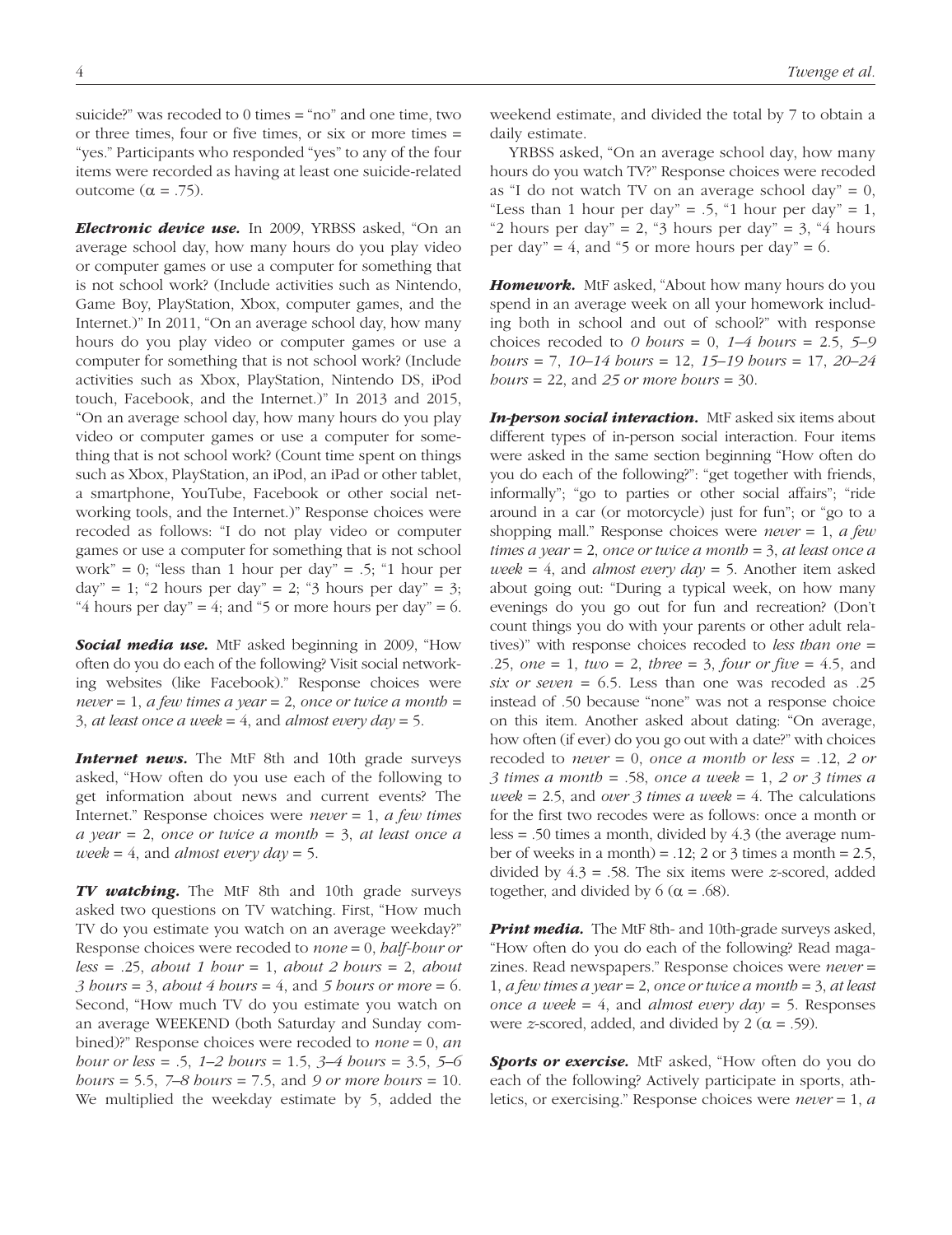suicide?" was recoded to 0 times = "no" and one time, two or three times, four or five times, or six or more times = "yes." Participants who responded "yes" to any of the four items were recorded as having at least one suicide-related outcome (α = .75).

***Electronic device use.*** In 2009, YRBSS asked, "On an average school day, how many hours do you play video or computer games or use a computer for something that is not school work? (Include activities such as Nintendo, Game Boy, PlayStation, Xbox, computer games, and the Internet.)" In 2011, "On an average school day, how many hours do you play video or computer games or use a computer for something that is not school work? (Include activities such as Xbox, PlayStation, Nintendo DS, iPod touch, Facebook, and the Internet.)" In 2013 and 2015, "On an average school day, how many hours do you play video or computer games or use a computer for something that is not school work? (Count time spent on things such as Xbox, PlayStation, an iPod, an iPad or other tablet, a smartphone, YouTube, Facebook or other social networking tools, and the Internet.)" Response choices were recoded as follows: "I do not play video or computer games or use a computer for something that is not school work" = 0; "less than 1 hour per day" = .5; "1 hour per day" = 1; "2 hours per day" = 2; "3 hours per day" = 3; "4 hours per day" = 4; and "5 or more hours per day" = 6.

***Social media use.*** MtF asked beginning in 2009, "How often do you do each of the following? Visit social networking websites (like Facebook)." Response choices were *never* = 1, *a few times a year* = 2, *once or twice a month* = 3, *at least once a week* = 4, and *almost every day* = 5.

***Internet news.*** The MtF 8th and 10th grade surveys asked, "How often do you use each of the following to get information about news and current events? The Internet." Response choices were *never* = 1, *a few times a year* = 2, *once or twice a month* = 3, *at least once a week* = 4, and *almost every day* = 5.

***TV watching.*** The MtF 8th and 10th grade surveys asked two questions on TV watching. First, "How much TV do you estimate you watch on an average weekday?" Response choices were recoded to *none* = 0, *half-hour or less* = .25, *about 1 hour* = 1, *about 2 hours* = 2, *about 3 hours* = 3, *about 4 hours* = 4, and *5 hours or more* = 6. Second, "How much TV do you estimate you watch on an average WEEKEND (both Saturday and Sunday combined)?" Response choices were recoded to *none* = 0, *an hour or less* = .5, *1–2 hours* = 1.5, *3–4 hours* = 3.5, *5–6 hours* = 5.5, *7–8 hours* = 7.5, and *9 or more hours* = 10. We multiplied the weekday estimate by 5, added the weekend estimate, and divided the total by 7 to obtain a daily estimate.

YRBSS asked, "On an average school day, how many hours do you watch TV?" Response choices were recoded as "I do not watch TV on an average school day" = 0, "Less than 1 hour per day" = .5, "1 hour per day" = 1, "2 hours per day" = 2, "3 hours per day" = 3, "4 hours per day" = 4, and "5 or more hours per day" = 6.

***Homework.*** MtF asked, "About how many hours do you spend in an average week on all your homework including both in school and out of school?" with response choices recoded to *0 hours* = 0, *1–4 hours* = 2.5, *5–9 hours* = 7, *10–14 hours* = 12, *15–19 hours* = 17, *20–24 hours* = 22, and *25 or more hours* = 30.

***In-person social interaction.*** MtF asked six items about different types of in-person social interaction. Four items were asked in the same section beginning "How often do you do each of the following?": "get together with friends, informally"; "go to parties or other social affairs"; "ride around in a car (or motorcycle) just for fun"; or "go to a shopping mall." Response choices were *never* = 1, *a few times a year* = 2, *once or twice a month* = 3, *at least once a week* = 4, and *almost every day* = 5. Another item asked about going out: "During a typical week, on how many evenings do you go out for fun and recreation? (Don't count things you do with your parents or other adult relatives)" with response choices recoded to *less than one* = .25, *one* = 1, *two* = 2, *three* = 3, *four or five* = 4.5, and *six or seven* = 6.5. Less than one was recoded as .25 instead of .50 because "none" was not a response choice on this item. Another asked about dating: "On average, how often (if ever) do you go out with a date?" with choices recoded to *never* = 0, *once a month or less* = .12, *2 or 3 times a month* = .58, *once a week* = 1, *2 or 3 times a week* = 2.5, and *over 3 times a week* = 4. The calculations for the first two recodes were as follows: once a month or less = .50 times a month, divided by 4.3 (the average number of weeks in a month) = .12; 2 or 3 times a month = 2.5, divided by 4.3 = .58. The six items were *z*-scored, added together, and divided by 6 (α = .68).

***Print media.*** The MtF 8th- and 10th-grade surveys asked, "How often do you do each of the following? Read magazines. Read newspapers." Response choices were *never* = 1, *a few times a year* = 2, *once or twice a month* = 3, *at least once a week* = 4, and *almost every day* = 5. Responses were *z*-scored, added, and divided by 2 (α = .59).

***Sports or exercise.*** MtF asked, "How often do you do each of the following? Actively participate in sports, athletics, or exercising." Response choices were *never* = 1, *a*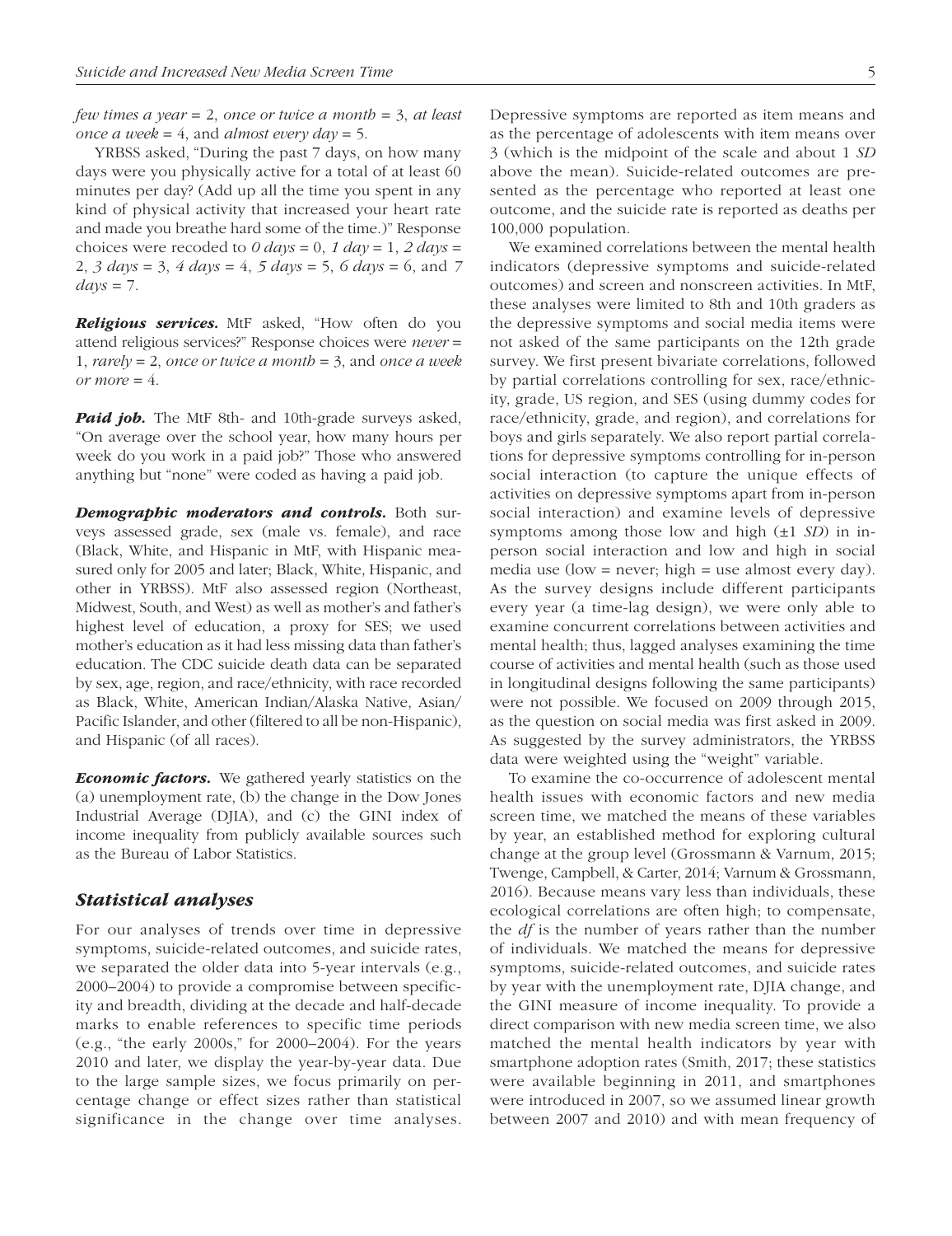*few times a year* = 2, *once or twice a month* = 3, *at least once a week* = 4, and *almost every day* = 5.

YRBSS asked, "During the past 7 days, on how many days were you physically active for a total of at least 60 minutes per day? (Add up all the time you spent in any kind of physical activity that increased your heart rate and made you breathe hard some of the time.)" Response choices were recoded to *0 days* = 0, *1 day* = 1, *2 days* = 2, *3 days* = 3, *4 days* = 4, *5 days* = 5, *6 days* = 6, and *7 days* = 7.

***Religious services.*** MtF asked, "How often do you attend religious services?" Response choices were *never* = 1, *rarely* = 2, *once or twice a month* = 3, and *once a week or more* = 4.

***Paid job.*** The MtF 8th- and 10th-grade surveys asked, "On average over the school year, how many hours per week do you work in a paid job?" Those who answered anything but "none" were coded as having a paid job.

***Demographic moderators and controls.*** Both surveys assessed grade, sex (male vs. female), and race (Black, White, and Hispanic in MtF, with Hispanic measured only for 2005 and later; Black, White, Hispanic, and other in YRBSS). MtF also assessed region (Northeast, Midwest, South, and West) as well as mother's and father's highest level of education, a proxy for SES; we used mother's education as it had less missing data than father's education. The CDC suicide death data can be separated by sex, age, region, and race/ethnicity, with race recorded as Black, White, American Indian/Alaska Native, Asian/Pacific Islander, and other (filtered to all be non-Hispanic), and Hispanic (of all races).

***Economic factors.*** We gathered yearly statistics on the (a) unemployment rate, (b) the change in the Dow Jones Industrial Average (DJIA), and (c) the GINI index of income inequality from publicly available sources such as the Bureau of Labor Statistics.

## *Statistical analyses*

For our analyses of trends over time in depressive symptoms, suicide-related outcomes, and suicide rates, we separated the older data into 5-year intervals (e.g., 2000–2004) to provide a compromise between specificity and breadth, dividing at the decade and half-decade marks to enable references to specific time periods (e.g., "the early 2000s," for 2000–2004). For the years 2010 and later, we display the year-by-year data. Due to the large sample sizes, we focus primarily on percentage change or effect sizes rather than statistical significance in the change over time analyses. Depressive symptoms are reported as item means and as the percentage of adolescents with item means over 3 (which is the midpoint of the scale and about 1 *SD* above the mean). Suicide-related outcomes are presented as the percentage who reported at least one outcome, and the suicide rate is reported as deaths per 100,000 population.

We examined correlations between the mental health indicators (depressive symptoms and suicide-related outcomes) and screen and nonscreen activities. In MtF, these analyses were limited to 8th and 10th graders as the depressive symptoms and social media items were not asked of the same participants on the 12th grade survey. We first present bivariate correlations, followed by partial correlations controlling for sex, race/ethnicity, grade, US region, and SES (using dummy codes for race/ethnicity, grade, and region), and correlations for boys and girls separately. We also report partial correlations for depressive symptoms controlling for in-person social interaction (to capture the unique effects of activities on depressive symptoms apart from in-person social interaction) and examine levels of depressive symptoms among those low and high (±1 *SD*) in in-person social interaction and low and high in social media use (low = never; high = use almost every day). As the survey designs include different participants every year (a time-lag design), we were only able to examine concurrent correlations between activities and mental health; thus, lagged analyses examining the time course of activities and mental health (such as those used in longitudinal designs following the same participants) were not possible. We focused on 2009 through 2015, as the question on social media was first asked in 2009. As suggested by the survey administrators, the YRBSS data were weighted using the "weight" variable.

To examine the co-occurrence of adolescent mental health issues with economic factors and new media screen time, we matched the means of these variables by year, an established method for exploring cultural change at the group level (Grossmann & Varnum, 2015; Twenge, Campbell, & Carter, 2014; Varnum & Grossmann, 2016). Because means vary less than individuals, these ecological correlations are often high; to compensate, the *df* is the number of years rather than the number of individuals. We matched the means for depressive symptoms, suicide-related outcomes, and suicide rates by year with the unemployment rate, DJIA change, and the GINI measure of income inequality. To provide a direct comparison with new media screen time, we also matched the mental health indicators by year with smartphone adoption rates (Smith, 2017; these statistics were available beginning in 2011, and smartphones were introduced in 2007, so we assumed linear growth between 2007 and 2010) and with mean frequency of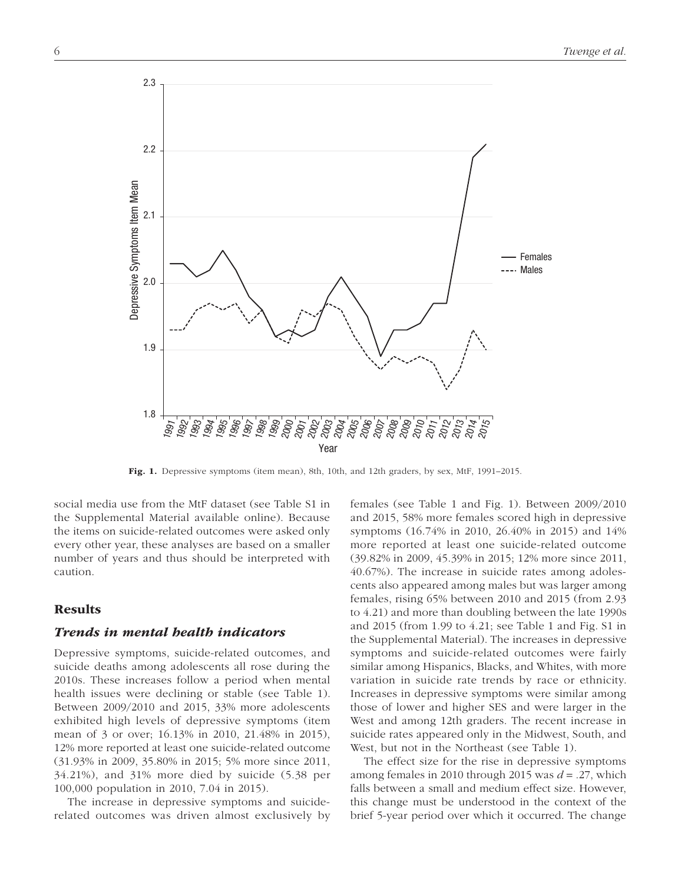Fig. 1. Depressive symptoms (item mean), 8th, 10th, and 12th graders, by sex, MtF, 1991–2015.

social media use from the MtF dataset (see Table S1 in the Supplemental Material available online). Because the items on suicide-related outcomes were asked only every other year, these analyses are based on a smaller number of years and thus should be interpreted with caution.

## Results

### *Trends in mental health indicators*

Depressive symptoms, suicide-related outcomes, and suicide deaths among adolescents all rose during the 2010s. These increases follow a period when mental health issues were declining or stable (see Table 1). Between 2009/2010 and 2015, 33% more adolescents exhibited high levels of depressive symptoms (item mean of 3 or over; 16.13% in 2010, 21.48% in 2015), 12% more reported at least one suicide-related outcome (31.93% in 2009, 35.80% in 2015; 5% more since 2011, 34.21%), and 31% more died by suicide (5.38 per 100,000 population in 2010, 7.04 in 2015).

The increase in depressive symptoms and suicide-related outcomes was driven almost exclusively by females (see Table 1 and Fig. 1). Between 2009/2010 and 2015, 58% more females scored high in depressive symptoms (16.74% in 2010, 26.40% in 2015) and 14% more reported at least one suicide-related outcome (39.82% in 2009, 45.39% in 2015; 12% more since 2011, 40.67%). The increase in suicide rates among adolescents also appeared among males but was larger among females, rising 65% between 2010 and 2015 (from 2.93 to 4.21) and more than doubling between the late 1990s and 2015 (from 1.99 to 4.21; see Table 1 and Fig. S1 in the Supplemental Material). The increases in depressive symptoms and suicide-related outcomes were fairly similar among Hispanics, Blacks, and Whites, with more variation in suicide rate trends by race or ethnicity. Increases in depressive symptoms were similar among those of lower and higher SES and were larger in the West and among 12th graders. The recent increase in suicide rates appeared only in the Midwest, South, and West, but not in the Northeast (see Table 1).

The effect size for the rise in depressive symptoms among females in 2010 through 2015 was $d = .27$, which falls between a small and medium effect size. However, this change must be understood in the context of the brief 5-year period over which it occurred. The change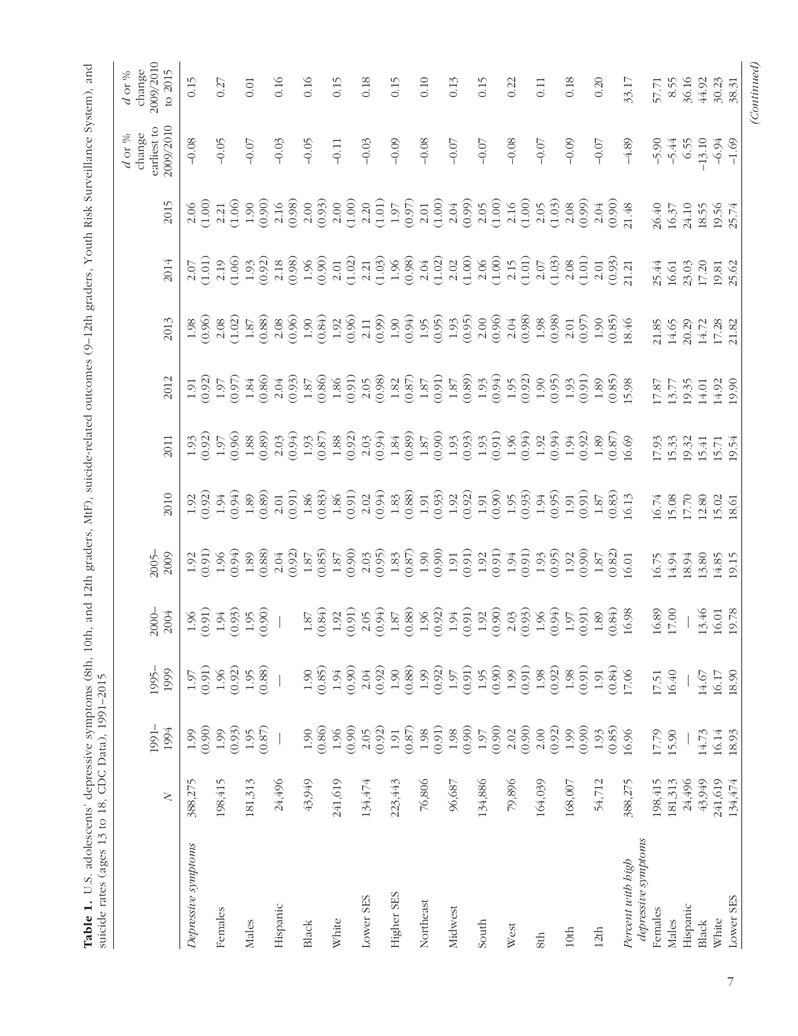**Table 1.** U.S. adolescents' depressive symptoms (8th, 10th, and 12th graders, MtF), suicide-related outcomes (9–12th graders, Youth Risk Surveillance System), and suicide rates (ages 13 to 18, CDC Data), 1991–2015

| | N | 1991–1994 | 1995–1999 | 2000–2004 | 2005–2009 | 2010 | 2011 | 2012 | 2013 | 2014 | 2015 | d or % change earliest to 2009/2010 | d or % change 2009/2010 to 2015 |
|---|---|---|---|---|---|---|---|---|---|---|---|---|---|
| *Depressive symptoms* | 388,275 | 1.99 (0.90) | 1.97 (0.91) | 1.96 (0.91) | 1.92 (0.91) | 1.92 (0.92) | 1.93 (0.92) | 1.91 (0.92) | 1.98 (0.96) | 2.07 (1.01) | 2.06 (1.00) | −0.08 | 0.15 |
| Females | 198,415 | 1.99 (0.93) | 1.96 (0.92) | 1.94 (0.93) | 1.96 (0.94) | 1.94 (0.94) | 1.97 (0.96) | 1.97 (0.97) | 2.08 (1.02) | 2.19 (1.06) | 2.21 (1.06) | −0.05 | 0.27 |
| Males | 181,313 | 1.95 (0.87) | 1.95 (0.88) | 1.95 (0.90) | 1.89 (0.88) | 1.89 (0.89) | 1.88 (0.89) | 1.84 (0.86) | 1.87 (0.88) | 1.93 (0.92) | 1.90 (0.90) | −0.07 | 0.01 |
| Hispanic | 24,496 | — | — | — | 2.04 (0.92) | 2.01 (0.91) | 2.03 (0.94) | 2.04 (0.93) | 2.08 (0.96) | 2.18 (0.98) | 2.16 (0.98) | −0.03 | 0.16 |
| Black | 43,949 | 1.90 (0.86) | 1.90 (0.85) | 1.87 (0.84) | 1.87 (0.85) | 1.86 (0.83) | 1.93 (0.87) | 1.87 (0.86) | 1.90 (0.84) | 1.96 (0.90) | 2.00 (0.93) | −0.05 | 0.16 |
| White | 241,619 | 1.96 (0.90) | 1.94 (0.90) | 1.92 (0.91) | 1.87 (0.90) | 1.86 (0.91) | 1.88 (0.92) | 1.86 (0.91) | 1.92 (0.96) | 2.01 (1.02) | 2.00 (1.00) | −0.11 | 0.15 |
| Lower SES | 134,474 | 2.05 (0.92) | 2.04 (0.92) | 2.05 (0.94) | 2.03 (0.95) | 2.02 (0.94) | 2.03 (0.94) | 2.05 (0.98) | 2.11 (0.99) | 2.21 (1.03) | 2.20 (1.01) | −0.03 | 0.18 |
| Higher SES | 223,443 | 1.91 (0.87) | 1.90 (0.88) | 1.87 (0.88) | 1.83 (0.87) | 1.83 (0.88) | 1.84 (0.89) | 1.82 (0.87) | 1.90 (0.94) | 1.96 (0.98) | 1.97 (0.97) | −0.09 | 0.15 |
| Northeast | 76,806 | 1.98 (0.91) | 1.99 (0.92) | 1.96 (0.92) | 1.90 (0.90) | 1.91 (0.93) | 1.87 (0.90) | 1.87 (0.91) | 1.95 (0.95) | 2.04 (1.02) | 2.01 (1.00) | −0.08 | 0.10 |
| Midwest | 96,687 | 1.98 (0.90) | 1.97 (0.91) | 1.94 (0.91) | 1.91 (0.91) | 1.92 (0.92) | 1.93 (0.93) | 1.87 (0.89) | 1.93 (0.95) | 2.02 (1.00) | 2.04 (0.99) | −0.07 | 0.13 |
| South | 134,886 | 1.97 (0.90) | 1.95 (0.90) | 1.92 (0.90) | 1.92 (0.91) | 1.91 (0.90) | 1.93 (0.91) | 1.93 (0.94) | 2.00 (0.96) | 2.06 (1.00) | 2.05 (1.00) | −0.07 | 0.15 |
| West | 79,896 | 2.02 (0.90) | 1.99 (0.91) | 2.03 (0.93) | 1.94 (0.91) | 1.95 (0.93) | 1.96 (0.94) | 1.95 (0.92) | 2.04 (0.98) | 2.15 (1.01) | 2.16 (1.00) | −0.08 | 0.22 |
| 8th | 164,039 | 2.00 (0.92) | 1.98 (0.92) | 1.96 (0.94) | 1.93 (0.95) | 1.94 (0.95) | 1.92 (0.94) | 1.90 (0.95) | 1.98 (0.98) | 2.07 (1.03) | 2.05 (1.03) | −0.07 | 0.11 |
| 10th | 168,007 | 1.99 (0.90) | 1.98 (0.91) | 1.97 (0.91) | 1.92 (0.90) | 1.91 (0.91) | 1.94 (0.92) | 1.93 (0.91) | 2.01 (0.97) | 2.08 (1.01) | 2.08 (0.99) | −0.09 | 0.18 |
| 12th | 54,712 | 1.93 (0.85) | 1.91 (0.84) | 1.89 (0.84) | 1.87 (0.82) | 1.87 (0.83) | 1.89 (0.87) | 1.89 (0.85) | 1.90 (0.85) | 2.01 (0.93) | 2.04 (0.90) | −0.07 | 0.20 |
| *Percent with high depressive symptoms* | 388,275 | 16.96 | 17.06 | 16.98 | 16.01 | 16.13 | 16.69 | 15.98 | 18.46 | 21.21 | 21.48 | −4.89 | 33.17 |
| Females | 198,415 | 17.79 | 17.51 | 16.89 | 16.75 | 16.74 | 17.93 | 17.87 | 21.85 | 25.44 | 26.40 | −5.90 | 57.71 |
| Males | 181,313 | 15.90 | 16.40 | 17.00 | 14.94 | 15.08 | 15.33 | 13.77 | 14.65 | 16.61 | 16.37 | −5.44 | 8.55 |
| Hispanic | 24,496 | — | — | — | 18.94 | 17.70 | 19.32 | 19.35 | 20.29 | 23.03 | 24.10 | 6.55 | 36.16 |
| Black | 43,949 | 14.73 | 14.67 | 13.46 | 13.80 | 12.80 | 15.41 | 14.01 | 14.72 | 17.20 | 18.55 | −13.10 | 44.92 |
| White | 241,619 | 16.14 | 16.17 | 16.01 | 14.85 | 15.02 | 15.71 | 14.92 | 17.28 | 19.81 | 19.56 | −6.94 | 30.23 |
| Lower SES | 134,474 | 18.93 | 18.90 | 19.78 | 19.15 | 18.61 | 19.54 | 19.90 | 21.82 | 25.62 | 25.74 | −1.69 | 38.31 |

*(Continued)*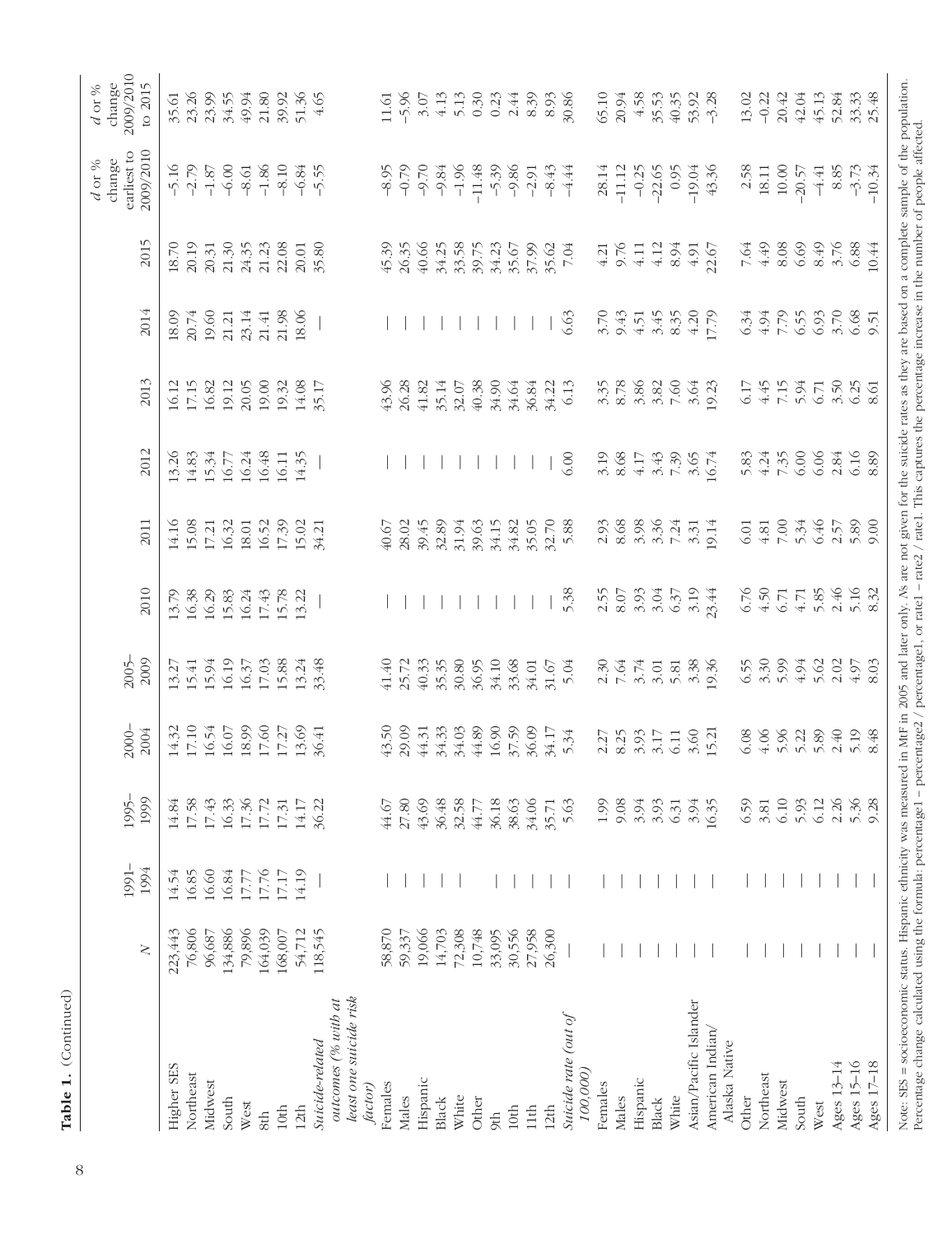**Table 1.** (Continued)

| | $N$ | 1991–1994 | 1995–1999 | 2000–2004 | 2005–2009 | 2010 | 2011 | 2012 | 2013 | 2014 | 2015 | $d$ or % change earliest to 2009/2010 | $d$ or % change 2009/2010 to 2015 |
|---|---|---|---|---|---|---|---|---|---|---|---|---|---|
| Higher SES | 223,443 | 14.54 | 14.84 | 14.32 | 13.27 | 13.79 | 14.16 | 13.26 | 16.12 | 18.09 | 18.70 | −5.16 | 35.61 |
| Northeast | 76,806 | 16.85 | 17.58 | 17.10 | 15.41 | 16.38 | 15.08 | 14.83 | 17.15 | 20.74 | 20.19 | −2.79 | 23.26 |
| Midwest | 96,687 | 16.60 | 17.43 | 16.54 | 15.94 | 16.29 | 17.21 | 15.34 | 16.82 | 19.60 | 20.31 | −1.87 | 23.99 |
| South | 134,886 | 16.84 | 16.33 | 16.07 | 16.19 | 15.83 | 16.32 | 16.77 | 19.12 | 21.21 | 21.30 | −6.00 | 34.55 |
| West | 79,896 | 17.77 | 17.36 | 18.99 | 16.37 | 16.24 | 18.01 | 16.24 | 20.05 | 23.14 | 24.35 | −8.61 | 49.94 |
| 8th | 164,039 | 17.76 | 17.72 | 17.60 | 17.03 | 17.43 | 16.52 | 16.48 | 19.00 | 21.41 | 21.23 | −1.86 | 21.80 |
| 10th | 168,007 | 17.17 | 17.31 | 17.27 | 15.88 | 15.78 | 17.39 | 16.11 | 19.32 | 21.98 | 22.08 | −8.10 | 39.92 |
| 12th | 54,712 | 14.19 | 14.17 | 13.69 | 13.24 | 13.22 | 15.02 | 14.35 | 14.08 | 18.06 | 20.01 | −6.84 | 51.36 |
| *Suicide-related outcomes (% with at least one suicide risk factor)* | 118,545 | — | 36.22 | 36.41 | 33.48 | — | 34.21 | — | 35.17 | — | 35.80 | −5.55 | 4.65 |
| Females | 58,870 | — | 44.67 | 43.50 | 41.40 | — | 40.67 | — | 43.96 | — | 45.39 | −8.95 | 11.61 |
| Males | 59,337 | — | 27.80 | 29.09 | 25.72 | — | 28.02 | — | 26.28 | — | 26.35 | −0.79 | −5.96 |
| Hispanic | 19,066 | — | 43.69 | 44.31 | 40.33 | — | 39.45 | — | 41.82 | — | 40.66 | −9.70 | 3.07 |
| Black | 14,703 | — | 36.48 | 34.33 | 35.35 | — | 32.89 | — | 35.14 | — | 34.25 | −9.84 | 4.13 |
| White | 72,308 | — | 32.58 | 34.03 | 30.80 | — | 31.94 | — | 32.07 | — | 33.58 | −1.96 | 5.13 |
| Other | 10,748 | — | 44.77 | 44.89 | 36.95 | — | 39.63 | — | 40.38 | — | 39.75 | −11.48 | 0.30 |
| 9th | 33,095 | — | 36.18 | 16.90 | 34.10 | — | 34.15 | — | 34.90 | — | 34.23 | −5.39 | 0.23 |
| 10th | 30,556 | — | 38.63 | 37.59 | 33.68 | — | 34.82 | — | 34.64 | — | 35.67 | −9.86 | 2.44 |
| 11th | 27,958 | — | 34.06 | 36.09 | 34.01 | — | 35.05 | — | 36.84 | — | 37.99 | −2.91 | 8.39 |
| 12th | 26,300 | — | 35.71 | 34.17 | 31.67 | — | 32.70 | — | 34.22 | — | 35.62 | −8.43 | 8.93 |
| *Suicide rate (out of 100,000)* | — | — | 5.63 | 5.34 | 5.04 | 5.38 | 5.88 | 6.00 | 6.13 | 6.63 | 7.04 | −4.44 | 30.86 |
| Females | — | — | 1.99 | 2.27 | 2.30 | 2.55 | 2.93 | 3.19 | 3.35 | 3.70 | 4.21 | 28.14 | 65.10 |
| Males | — | — | 9.08 | 8.25 | 7.64 | 8.07 | 8.68 | 8.68 | 8.78 | 9.43 | 9.76 | −11.12 | 20.94 |
| Hispanic | — | — | 3.94 | 3.93 | 3.74 | 3.93 | 3.98 | 4.17 | 3.86 | 4.51 | 4.11 | −0.25 | 4.58 |
| Black | — | — | 3.93 | 3.17 | 3.01 | 3.04 | 3.36 | 3.43 | 3.82 | 3.45 | 4.12 | −22.65 | 35.53 |
| White | — | — | 6.31 | 6.11 | 5.81 | 6.37 | 7.24 | 7.39 | 7.60 | 8.35 | 8.94 | 0.95 | 40.35 |
| Asian/Pacific Islander | — | — | 3.94 | 3.60 | 3.38 | 3.19 | 3.31 | 3.65 | 3.64 | 4.20 | 4.91 | −19.04 | 53.92 |
| American Indian/ Alaska Native | — | — | 16.35 | 15.21 | 19.36 | 23.44 | 19.14 | 16.74 | 19.23 | 17.79 | 22.67 | 43.36 | −3.28 |
| Other | — | — | 6.59 | 6.08 | 6.55 | 6.76 | 6.01 | 5.83 | 6.17 | 6.34 | 7.64 | 2.58 | 13.02 |
| Northeast | — | — | 3.81 | 4.06 | 3.30 | 4.50 | 4.81 | 4.24 | 4.45 | 4.94 | 4.49 | 18.11 | −0.22 |
| Midwest | — | — | 6.10 | 5.96 | 5.99 | 6.71 | 7.00 | 7.35 | 7.15 | 7.79 | 8.08 | 10.00 | 20.42 |
| South | — | — | 5.93 | 5.22 | 4.94 | 4.71 | 5.34 | 6.00 | 5.94 | 6.55 | 6.69 | −20.57 | 42.04 |
| West | — | — | 6.12 | 5.89 | 5.62 | 5.85 | 6.46 | 6.06 | 6.71 | 6.93 | 8.49 | −4.41 | 45.13 |
| Ages 13–14 | — | — | 2.26 | 2.40 | 2.02 | 2.46 | 2.57 | 2.84 | 3.50 | 3.70 | 3.76 | 8.85 | 52.84 |
| Ages 15–16 | — | — | 5.36 | 5.19 | 4.97 | 5.16 | 5.89 | 6.16 | 6.25 | 6.68 | 6.88 | −3.73 | 33.33 |
| Ages 17–18 | — | — | 9.28 | 8.48 | 8.03 | 8.32 | 9.00 | 8.89 | 8.61 | 9.51 | 10.44 | −10.34 | 25.48 |

Note: SES = socioeconomic status. Hispanic ethnicity was measured in MtF in 2005 and later only. *N*s are not given for the suicide rates as they are based on a complete sample of the population. Percentage change calculated using the formula: percentage1 – percentage2 / percentage1, or rate1 – rate2 / rate1. This captures the percentage increase in the number of people affected.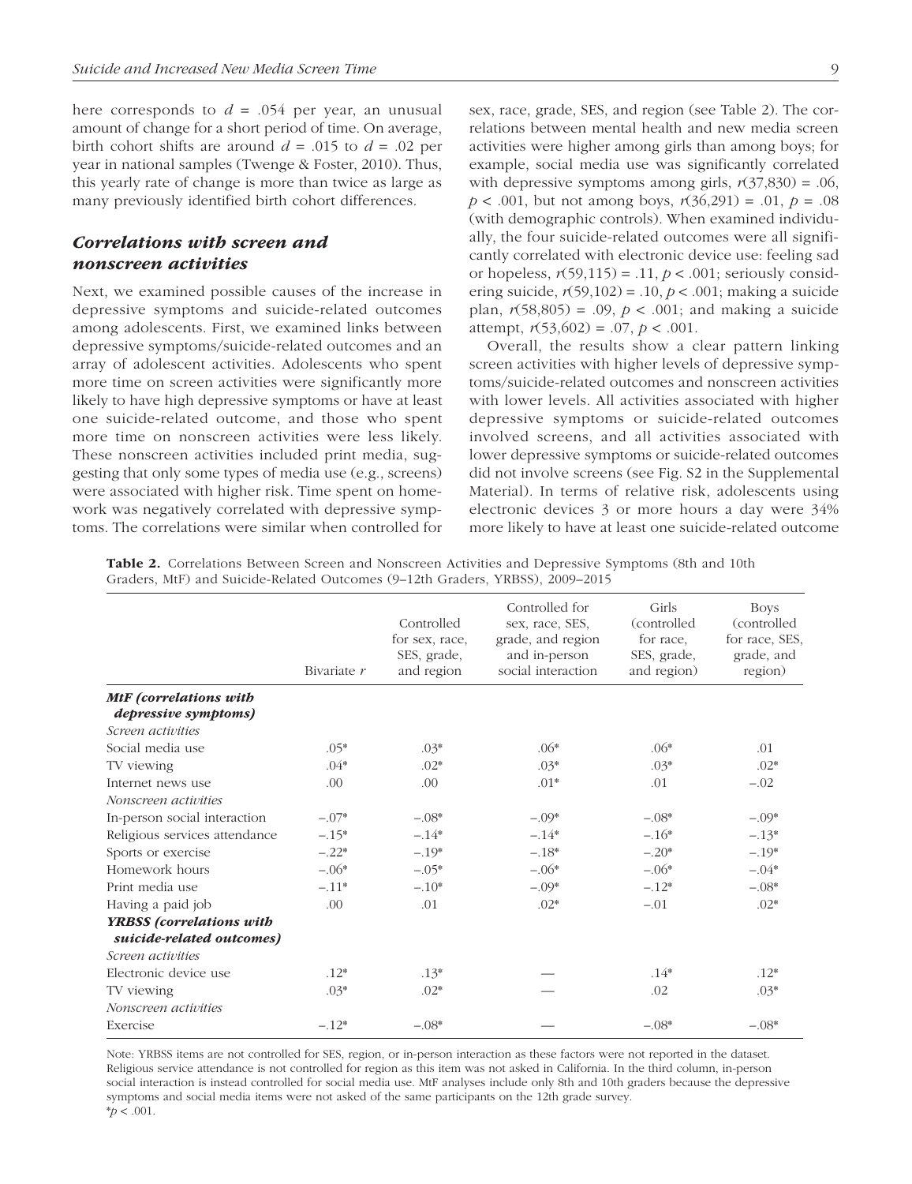here corresponds to $d$ = .054 per year, an unusual amount of change for a short period of time. On average, birth cohort shifts are around $d$ = .015 to $d$ = .02 per year in national samples (Twenge & Foster, 2010). Thus, this yearly rate of change is more than twice as large as many previously identified birth cohort differences.

### *Correlations with screen and nonscreen activities*

Next, we examined possible causes of the increase in depressive symptoms and suicide-related outcomes among adolescents. First, we examined links between depressive symptoms/suicide-related outcomes and an array of adolescent activities. Adolescents who spent more time on screen activities were significantly more likely to have high depressive symptoms or have at least one suicide-related outcome, and those who spent more time on nonscreen activities were less likely. These nonscreen activities included print media, suggesting that only some types of media use (e.g., screens) were associated with higher risk. Time spent on homework was negatively correlated with depressive symptoms. The correlations were similar when controlled for sex, race, grade, SES, and region (see Table 2). The correlations between mental health and new media screen activities were higher among girls than among boys; for example, social media use was significantly correlated with depressive symptoms among girls, $r(37,830) = .06$, $p < .001$, but not among boys, $r(36,291) = .01$, $p = .08$ (with demographic controls). When examined individually, the four suicide-related outcomes were all significantly correlated with electronic device use: feeling sad or hopeless, $r(59,115) = .11$, $p < .001$; seriously considering suicide, $r(59,102) = .10$, $p < .001$; making a suicide plan, $r(58,805) = .09$, $p < .001$; and making a suicide attempt, $r(53,602) = .07$, $p < .001$.

Overall, the results show a clear pattern linking screen activities with higher levels of depressive symptoms/suicide-related outcomes and nonscreen activities with lower levels. All activities associated with higher depressive symptoms or suicide-related outcomes involved screens, and all activities associated with lower depressive symptoms or suicide-related outcomes did not involve screens (see Fig. S2 in the Supplemental Material). In terms of relative risk, adolescents using electronic devices 3 or more hours a day were 34% more likely to have at least one suicide-related outcome

**Table 2.** Correlations Between Screen and Nonscreen Activities and Depressive Symptoms (8th and 10th Graders, MtF) and Suicide-Related Outcomes (9–12th Graders, YRBSS), 2009–2015

| | Bivariate $r$ | Controlled for sex, race, SES, grade, and region | Controlled for sex, race, SES, grade, and region and in-person social interaction | Girls (controlled for race, SES, grade, and region) | Boys (controlled for race, SES, grade, and region) |
|---|---|---|---|---|---|
| ***MtF (correlations with depressive symptoms)*** | | | | | |
| *Screen activities* | | | | | |
| Social media use | .05* | .03* | .06* | .06* | .01 |
| TV viewing | .04* | .02* | .03* | .03* | .02* |
| Internet news use | .00 | .00 | .01* | .01 | −.02 |
| *Nonscreen activities* | | | | | |
| In-person social interaction | −.07* | −.08* | −.09* | −.08* | −.09* |
| Religious services attendance | −.15* | −.14* | −.14* | −.16* | −.13* |
| Sports or exercise | −.22* | −.19* | −.18* | −.20* | −.19* |
| Homework hours | −.06* | −.05* | −.06* | −.06* | −.04* |
| Print media use | −.11* | −.10* | −.09* | −.12* | −.08* |
| Having a paid job | .00 | .01 | .02* | −.01 | .02* |
| ***YRBSS (correlations with suicide-related outcomes)*** | | | | | |
| *Screen activities* | | | | | |
| Electronic device use | .12* | .13* | — | .14* | .12* |
| TV viewing | .03* | .02* | — | .02 | .03* |
| *Nonscreen activities* | | | | | |
| Exercise | −.12* | −.08* | — | −.08* | −.08* |

Note: YRBSS items are not controlled for SES, region, or in-person interaction as these factors were not reported in the dataset. Religious service attendance is not controlled for region as this item was not asked in California. In the third column, in-person social interaction is instead controlled for social media use. MtF analyses include only 8th and 10th graders because the depressive symptoms and social media items were not asked of the same participants on the 12th grade survey.
*$p < .001$.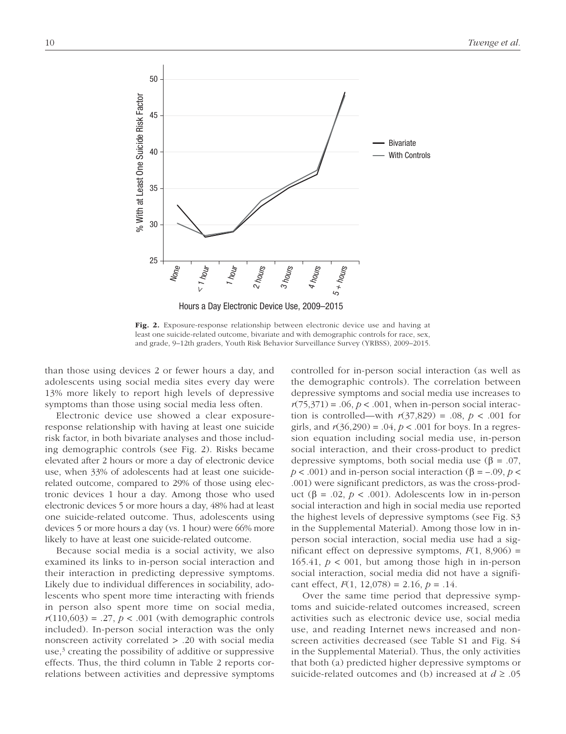**Fig. 2.** Exposure-response relationship between electronic device use and having at least one suicide-related outcome, bivariate and with demographic controls for race, sex, and grade, 9–12th graders, Youth Risk Behavior Surveillance Survey (YRBSS), 2009–2015.

than those using devices 2 or fewer hours a day, and adolescents using social media sites every day were 13% more likely to report high levels of depressive symptoms than those using social media less often.

Electronic device use showed a clear exposure-response relationship with having at least one suicide risk factor, in both bivariate analyses and those including demographic controls (see Fig. 2). Risks became elevated after 2 hours or more a day of electronic device use, when 33% of adolescents had at least one suicide-related outcome, compared to 29% of those using electronic devices 1 hour a day. Among those who used electronic devices 5 or more hours a day, 48% had at least one suicide-related outcome. Thus, adolescents using devices 5 or more hours a day (vs. 1 hour) were 66% more likely to have at least one suicide-related outcome.

Because social media is a social activity, we also examined its links to in-person social interaction and their interaction in predicting depressive symptoms. Likely due to individual differences in sociability, adolescents who spent more time interacting with friends in person also spent more time on social media, $r(110{,}603) = .27$, $p < .001$ (with demographic controls included). In-person social interaction was the only nonscreen activity correlated > .20 with social media use,[3] creating the possibility of additive or suppressive effects. Thus, the third column in Table 2 reports correlations between activities and depressive symptoms controlled for in-person social interaction (as well as the demographic controls). The correlation between depressive symptoms and social media use increases to $r(75{,}371) = .06$, $p < .001$, when in-person social interaction is controlled—with $r(37{,}829) = .08$, $p < .001$ for girls, and $r(36{,}290) = .04$, $p < .001$ for boys. In a regression equation including social media use, in-person social interaction, and their cross-product to predict depressive symptoms, both social media use ($\beta = .07$, $p < .001$) and in-person social interaction ($\beta = -.09$, $p < .001$) were significant predictors, as was the cross-product ($\beta = .02$, $p < .001$). Adolescents low in in-person social interaction and high in social media use reported the highest levels of depressive symptoms (see Fig. S3 in the Supplemental Material). Among those low in in-person social interaction, social media use had a significant effect on depressive symptoms, $F(1, 8{,}906) = 165.41$, $p < 001$, but among those high in in-person social interaction, social media did not have a significant effect, $F(1, 12{,}078) = 2.16$, $p = .14$.

Over the same time period that depressive symptoms and suicide-related outcomes increased, screen activities such as electronic device use, social media use, and reading Internet news increased and nonscreen activities decreased (see Table S1 and Fig. S4 in the Supplemental Material). Thus, the only activities that both (a) predicted higher depressive symptoms or suicide-related outcomes and (b) increased at $d \geq .05$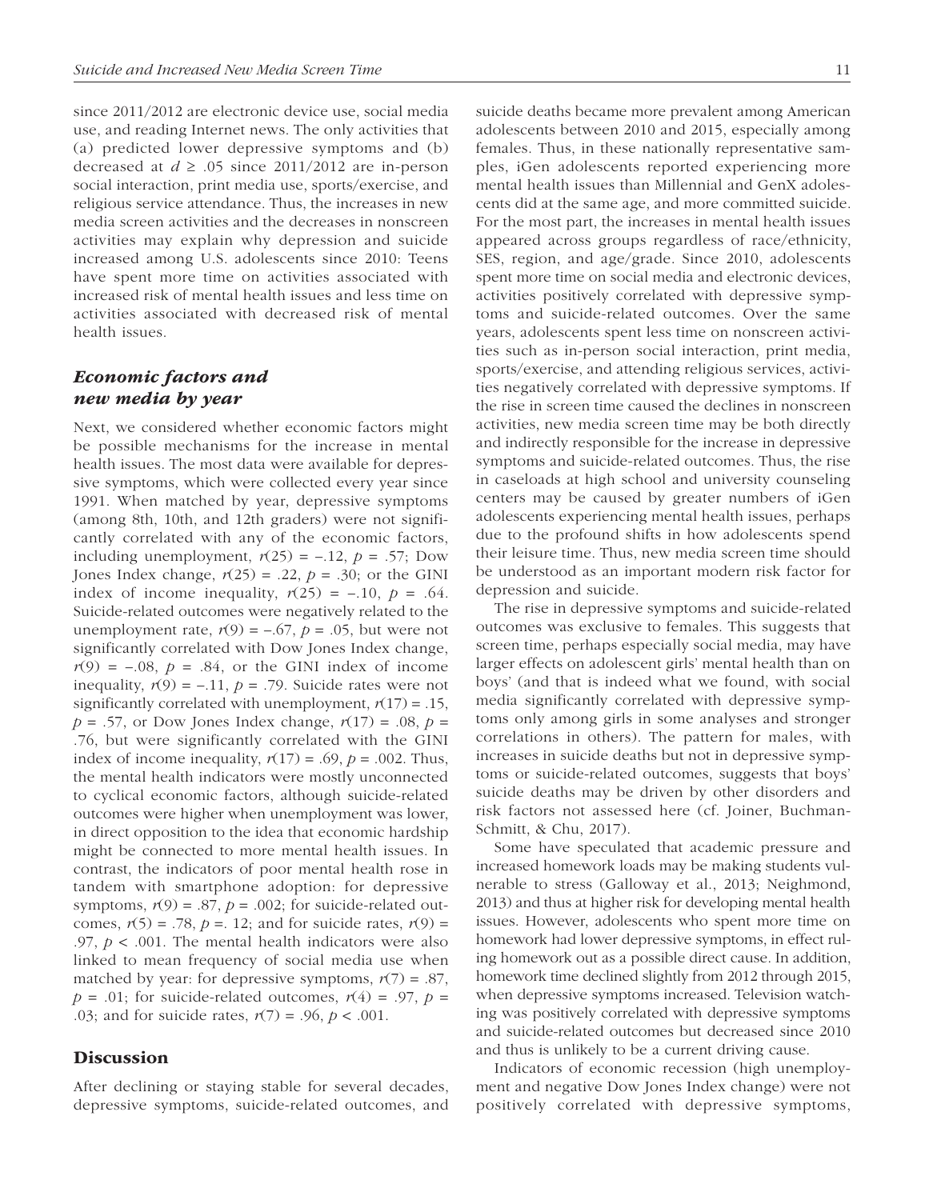since 2011/2012 are electronic device use, social media use, and reading Internet news. The only activities that (a) predicted lower depressive symptoms and (b) decreased at $d \geq .05$ since 2011/2012 are in-person social interaction, print media use, sports/exercise, and religious service attendance. Thus, the increases in new media screen activities and the decreases in nonscreen activities may explain why depression and suicide increased among U.S. adolescents since 2010: Teens have spent more time on activities associated with increased risk of mental health issues and less time on activities associated with decreased risk of mental health issues.

### *Economic factors and new media by year*

Next, we considered whether economic factors might be possible mechanisms for the increase in mental health issues. The most data were available for depressive symptoms, which were collected every year since 1991. When matched by year, depressive symptoms (among 8th, 10th, and 12th graders) were not significantly correlated with any of the economic factors, including unemployment, $r(25) = -.12$, $p = .57$; Dow Jones Index change, $r(25) = .22$, $p = .30$; or the GINI index of income inequality, $r(25) = -.10$, $p = .64$. Suicide-related outcomes were negatively related to the unemployment rate, $r(9) = -.67$, $p = .05$, but were not significantly correlated with Dow Jones Index change, $r(9) = -.08$, $p = .84$, or the GINI index of income inequality, $r(9) = -.11$, $p = .79$. Suicide rates were not significantly correlated with unemployment, $r(17) = .15$, $p = .57$, or Dow Jones Index change, $r(17) = .08$, $p = .76$, but were significantly correlated with the GINI index of income inequality, $r(17) = .69$, $p = .002$. Thus, the mental health indicators were mostly unconnected to cyclical economic factors, although suicide-related outcomes were higher when unemployment was lower, in direct opposition to the idea that economic hardship might be connected to more mental health issues. In contrast, the indicators of poor mental health rose in tandem with smartphone adoption: for depressive symptoms, $r(9) = .87$, $p = .002$; for suicide-related outcomes, $r(5) = .78$, $p =$. 12; and for suicide rates, $r(9) = .97$, $p < .001$. The mental health indicators were also linked to mean frequency of social media use when matched by year: for depressive symptoms, $r(7) = .87$, $p = .01$; for suicide-related outcomes, $r(4) = .97$, $p = .03$; and for suicide rates, $r(7) = .96$, $p < .001$.

## Discussion

After declining or staying stable for several decades, depressive symptoms, suicide-related outcomes, and suicide deaths became more prevalent among American adolescents between 2010 and 2015, especially among females. Thus, in these nationally representative samples, iGen adolescents reported experiencing more mental health issues than Millennial and GenX adolescents did at the same age, and more committed suicide. For the most part, the increases in mental health issues appeared across groups regardless of race/ethnicity, SES, region, and age/grade. Since 2010, adolescents spent more time on social media and electronic devices, activities positively correlated with depressive symptoms and suicide-related outcomes. Over the same years, adolescents spent less time on nonscreen activities such as in-person social interaction, print media, sports/exercise, and attending religious services, activities negatively correlated with depressive symptoms. If the rise in screen time caused the declines in nonscreen activities, new media screen time may be both directly and indirectly responsible for the increase in depressive symptoms and suicide-related outcomes. Thus, the rise in caseloads at high school and university counseling centers may be caused by greater numbers of iGen adolescents experiencing mental health issues, perhaps due to the profound shifts in how adolescents spend their leisure time. Thus, new media screen time should be understood as an important modern risk factor for depression and suicide.

The rise in depressive symptoms and suicide-related outcomes was exclusive to females. This suggests that screen time, perhaps especially social media, may have larger effects on adolescent girls' mental health than on boys' (and that is indeed what we found, with social media significantly correlated with depressive symptoms only among girls in some analyses and stronger correlations in others). The pattern for males, with increases in suicide deaths but not in depressive symptoms or suicide-related outcomes, suggests that boys' suicide deaths may be driven by other disorders and risk factors not assessed here (cf. Joiner, Buchman-Schmitt, & Chu, 2017).

Some have speculated that academic pressure and increased homework loads may be making students vulnerable to stress (Galloway et al., 2013; Neighmond, 2013) and thus at higher risk for developing mental health issues. However, adolescents who spent more time on homework had lower depressive symptoms, in effect ruling homework out as a possible direct cause. In addition, homework time declined slightly from 2012 through 2015, when depressive symptoms increased. Television watching was positively correlated with depressive symptoms and suicide-related outcomes but decreased since 2010 and thus is unlikely to be a current driving cause.

Indicators of economic recession (high unemployment and negative Dow Jones Index change) were not positively correlated with depressive symptoms,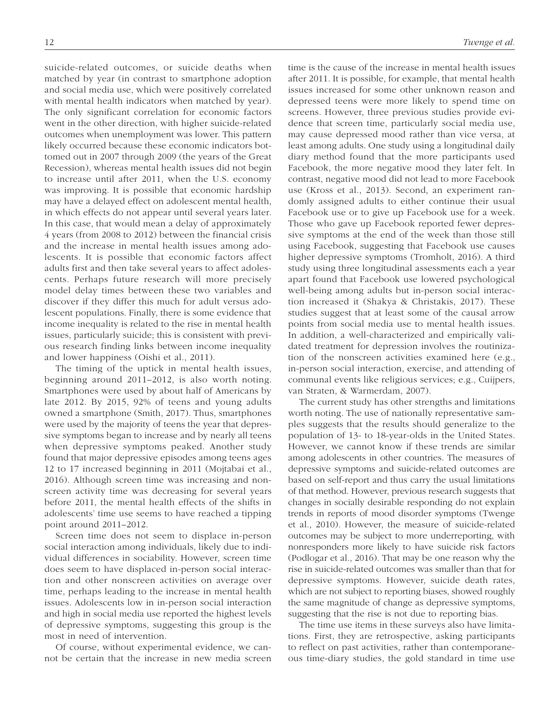suicide-related outcomes, or suicide deaths when matched by year (in contrast to smartphone adoption and social media use, which were positively correlated with mental health indicators when matched by year). The only significant correlation for economic factors went in the other direction, with higher suicide-related outcomes when unemployment was lower. This pattern likely occurred because these economic indicators bottomed out in 2007 through 2009 (the years of the Great Recession), whereas mental health issues did not begin to increase until after 2011, when the U.S. economy was improving. It is possible that economic hardship may have a delayed effect on adolescent mental health, in which effects do not appear until several years later. In this case, that would mean a delay of approximately 4 years (from 2008 to 2012) between the financial crisis and the increase in mental health issues among adolescents. It is possible that economic factors affect adults first and then take several years to affect adolescents. Perhaps future research will more precisely model delay times between these two variables and discover if they differ this much for adult versus adolescent populations. Finally, there is some evidence that income inequality is related to the rise in mental health issues, particularly suicide; this is consistent with previous research finding links between income inequality and lower happiness (Oishi et al., 2011).

The timing of the uptick in mental health issues, beginning around 2011–2012, is also worth noting. Smartphones were used by about half of Americans by late 2012. By 2015, 92% of teens and young adults owned a smartphone (Smith, 2017). Thus, smartphones were used by the majority of teens the year that depressive symptoms began to increase and by nearly all teens when depressive symptoms peaked. Another study found that major depressive episodes among teens ages 12 to 17 increased beginning in 2011 (Mojtabai et al., 2016). Although screen time was increasing and nonscreen activity time was decreasing for several years before 2011, the mental health effects of the shifts in adolescents' time use seems to have reached a tipping point around 2011–2012.

Screen time does not seem to displace in-person social interaction among individuals, likely due to individual differences in sociability. However, screen time does seem to have displaced in-person social interaction and other nonscreen activities on average over time, perhaps leading to the increase in mental health issues. Adolescents low in in-person social interaction and high in social media use reported the highest levels of depressive symptoms, suggesting this group is the most in need of intervention.

Of course, without experimental evidence, we cannot be certain that the increase in new media screen time is the cause of the increase in mental health issues after 2011. It is possible, for example, that mental health issues increased for some other unknown reason and depressed teens were more likely to spend time on screens. However, three previous studies provide evidence that screen time, particularly social media use, may cause depressed mood rather than vice versa, at least among adults. One study using a longitudinal daily diary method found that the more participants used Facebook, the more negative mood they later felt. In contrast, negative mood did not lead to more Facebook use (Kross et al., 2013). Second, an experiment randomly assigned adults to either continue their usual Facebook use or to give up Facebook use for a week. Those who gave up Facebook reported fewer depressive symptoms at the end of the week than those still using Facebook, suggesting that Facebook use causes higher depressive symptoms (Tromholt, 2016). A third study using three longitudinal assessments each a year apart found that Facebook use lowered psychological well-being among adults but in-person social interaction increased it (Shakya & Christakis, 2017). These studies suggest that at least some of the causal arrow points from social media use to mental health issues. In addition, a well-characterized and empirically validated treatment for depression involves the routinization of the nonscreen activities examined here (e.g., in-person social interaction, exercise, and attending of communal events like religious services; e.g., Cuijpers, van Straten, & Warmerdam, 2007).

The current study has other strengths and limitations worth noting. The use of nationally representative samples suggests that the results should generalize to the population of 13- to 18-year-olds in the United States. However, we cannot know if these trends are similar among adolescents in other countries. The measures of depressive symptoms and suicide-related outcomes are based on self-report and thus carry the usual limitations of that method. However, previous research suggests that changes in socially desirable responding do not explain trends in reports of mood disorder symptoms (Twenge et al., 2010). However, the measure of suicide-related outcomes may be subject to more underreporting, with nonresponders more likely to have suicide risk factors (Podlogar et al., 2016). That may be one reason why the rise in suicide-related outcomes was smaller than that for depressive symptoms. However, suicide death rates, which are not subject to reporting biases, showed roughly the same magnitude of change as depressive symptoms, suggesting that the rise is not due to reporting bias.

The time use items in these surveys also have limitations. First, they are retrospective, asking participants to reflect on past activities, rather than contemporaneous time-diary studies, the gold standard in time use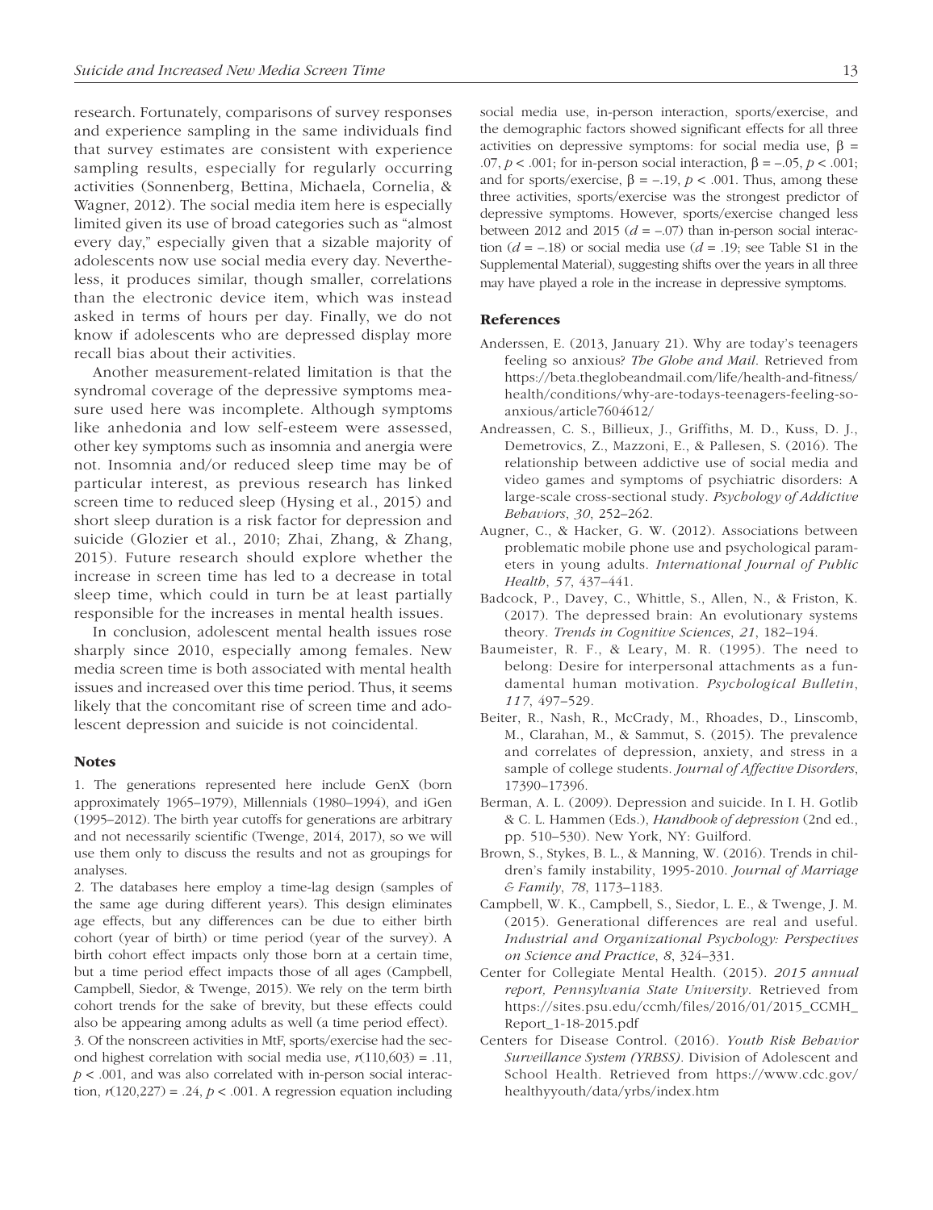research. Fortunately, comparisons of survey responses and experience sampling in the same individuals find that survey estimates are consistent with experience sampling results, especially for regularly occurring activities (Sonnenberg, Bettina, Michaela, Cornelia, & Wagner, 2012). The social media item here is especially limited given its use of broad categories such as "almost every day," especially given that a sizable majority of adolescents now use social media every day. Nevertheless, it produces similar, though smaller, correlations than the electronic device item, which was instead asked in terms of hours per day. Finally, we do not know if adolescents who are depressed display more recall bias about their activities.

Another measurement-related limitation is that the syndromal coverage of the depressive symptoms measure used here was incomplete. Although symptoms like anhedonia and low self-esteem were assessed, other key symptoms such as insomnia and anergia were not. Insomnia and/or reduced sleep time may be of particular interest, as previous research has linked screen time to reduced sleep (Hysing et al., 2015) and short sleep duration is a risk factor for depression and suicide (Glozier et al., 2010; Zhai, Zhang, & Zhang, 2015). Future research should explore whether the increase in screen time has led to a decrease in total sleep time, which could in turn be at least partially responsible for the increases in mental health issues.

In conclusion, adolescent mental health issues rose sharply since 2010, especially among females. New media screen time is both associated with mental health issues and increased over this time period. Thus, it seems likely that the concomitant rise of screen time and adolescent depression and suicide is not coincidental.

## Notes

1. The generations represented here include GenX (born approximately 1965–1979), Millennials (1980–1994), and iGen (1995–2012). The birth year cutoffs for generations are arbitrary and not necessarily scientific (Twenge, 2014, 2017), so we will use them only to discuss the results and not as groupings for analyses.

2. The databases here employ a time-lag design (samples of the same age during different years). This design eliminates age effects, but any differences can be due to either birth cohort (year of birth) or time period (year of the survey). A birth cohort effect impacts only those born at a certain time, but a time period effect impacts those of all ages (Campbell, Campbell, Siedor, & Twenge, 2015). We rely on the term birth cohort trends for the sake of brevity, but these effects could also be appearing among adults as well (a time period effect).

3. Of the nonscreen activities in MtF, sports/exercise had the second highest correlation with social media use, $r(110,603) = .11$, $p < .001$, and was also correlated with in-person social interaction, $r(120,227) = .24$, $p < .001$. A regression equation including social media use, in-person interaction, sports/exercise, and the demographic factors showed significant effects for all three activities on depressive symptoms: for social media use, $\beta = .07$, $p < .001$; for in-person social interaction, $\beta = -.05$, $p < .001$; and for sports/exercise, $\beta = -.19$, $p < .001$. Thus, among these three activities, sports/exercise was the strongest predictor of depressive symptoms. However, sports/exercise changed less between 2012 and 2015 ($d = -.07$) than in-person social interaction ($d = -.18$) or social media use ($d = .19$; see Table S1 in the Supplemental Material), suggesting shifts over the years in all three may have played a role in the increase in depressive symptoms.

## References

Anderssen, E. (2013, January 21). Why are today's teenagers feeling so anxious? *The Globe and Mail*. Retrieved from https://beta.theglobeandmail.com/life/health-and-fitness/health/conditions/why-are-todays-teenagers-feeling-so-anxious/article7604612/

Andreassen, C. S., Billieux, J., Griffiths, M. D., Kuss, D. J., Demetrovics, Z., Mazzoni, E., & Pallesen, S. (2016). The relationship between addictive use of social media and video games and symptoms of psychiatric disorders: A large-scale cross-sectional study. *Psychology of Addictive Behaviors*, *30*, 252–262.

Augner, C., & Hacker, G. W. (2012). Associations between problematic mobile phone use and psychological parameters in young adults. *International Journal of Public Health*, *57*, 437–441.

Badcock, P., Davey, C., Whittle, S., Allen, N., & Friston, K. (2017). The depressed brain: An evolutionary systems theory. *Trends in Cognitive Sciences*, *21*, 182–194.

Baumeister, R. F., & Leary, M. R. (1995). The need to belong: Desire for interpersonal attachments as a fundamental human motivation. *Psychological Bulletin*, *117*, 497–529.

Beiter, R., Nash, R., McCrady, M., Rhoades, D., Linscomb, M., Clarahan, M., & Sammut, S. (2015). The prevalence and correlates of depression, anxiety, and stress in a sample of college students. *Journal of Affective Disorders*, 17390–17396.

Berman, A. L. (2009). Depression and suicide. In I. H. Gotlib & C. L. Hammen (Eds.), *Handbook of depression* (2nd ed., pp. 510–530). New York, NY: Guilford.

Brown, S., Stykes, B. L., & Manning, W. (2016). Trends in children's family instability, 1995-2010. *Journal of Marriage & Family*, *78*, 1173–1183.

Campbell, W. K., Campbell, S., Siedor, L. E., & Twenge, J. M. (2015). Generational differences are real and useful. *Industrial and Organizational Psychology: Perspectives on Science and Practice*, *8*, 324–331.

Center for Collegiate Mental Health. (2015). *2015 annual report, Pennsylvania State University*. Retrieved from https://sites.psu.edu/ccmh/files/2016/01/2015_CCMH_Report_1-18-2015.pdf

Centers for Disease Control. (2016). *Youth Risk Behavior Surveillance System (YRBSS)*. Division of Adolescent and School Health. Retrieved from https://www.cdc.gov/healthyyouth/data/yrbs/index.htm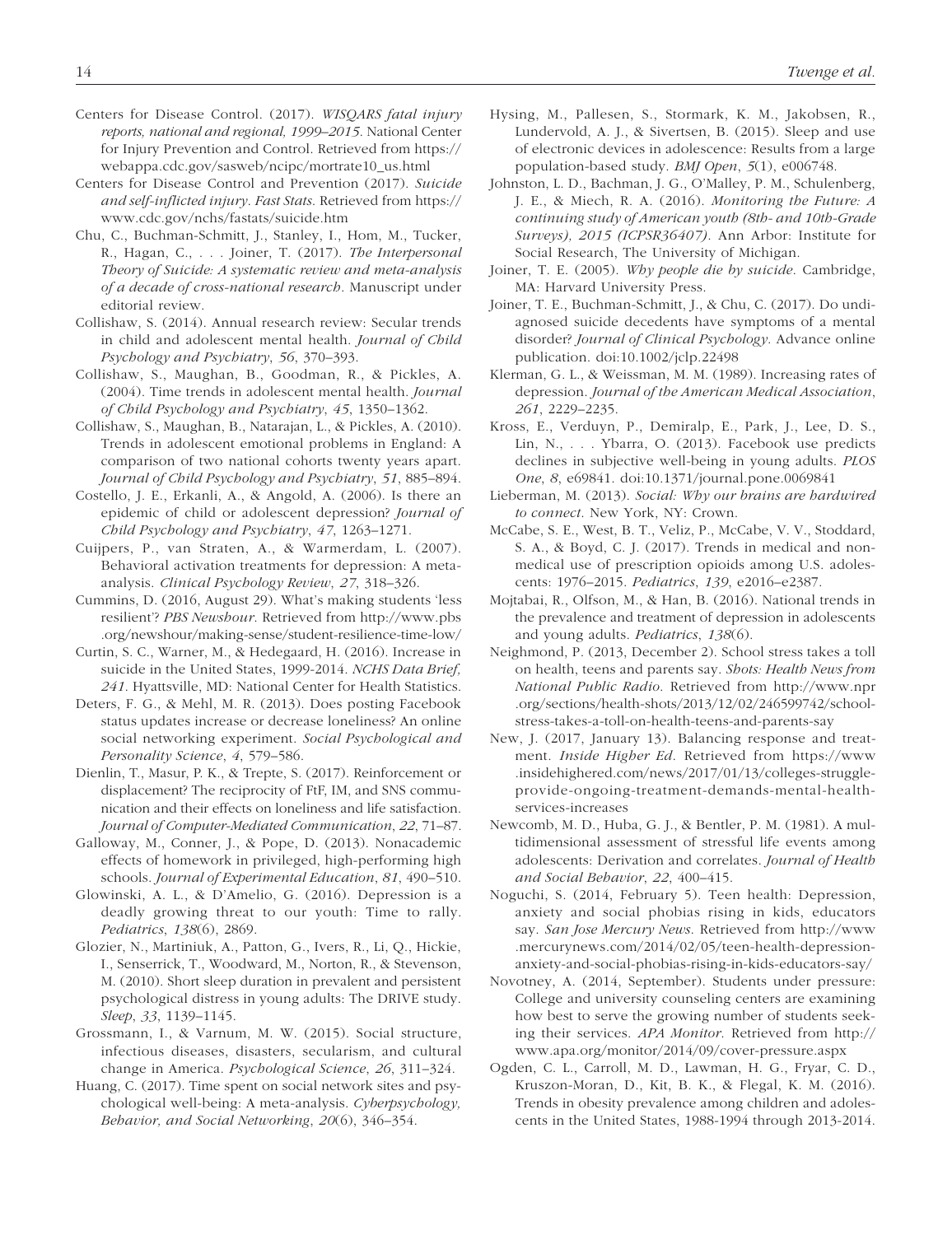Centers for Disease Control. (2017). *WISQARS fatal injury reports, national and regional, 1999–2015*. National Center for Injury Prevention and Control. Retrieved from https://webappa.cdc.gov/sasweb/ncipc/mortrate10_us.html

Centers for Disease Control and Prevention (2017). *Suicide and self-inflicted injury*. *Fast Stats*. Retrieved from https://www.cdc.gov/nchs/fastats/suicide.htm

Chu, C., Buchman-Schmitt, J., Stanley, I., Hom, M., Tucker, R., Hagan, C., . . . Joiner, T. (2017). *The Interpersonal Theory of Suicide: A systematic review and meta-analysis of a decade of cross-national research*. Manuscript under editorial review.

Collishaw, S. (2014). Annual research review: Secular trends in child and adolescent mental health. *Journal of Child Psychology and Psychiatry*, *56*, 370–393.

Collishaw, S., Maughan, B., Goodman, R., & Pickles, A. (2004). Time trends in adolescent mental health. *Journal of Child Psychology and Psychiatry*, *45*, 1350–1362.

Collishaw, S., Maughan, B., Natarajan, L., & Pickles, A. (2010). Trends in adolescent emotional problems in England: A comparison of two national cohorts twenty years apart. *Journal of Child Psychology and Psychiatry*, *51*, 885–894.

Costello, J. E., Erkanli, A., & Angold, A. (2006). Is there an epidemic of child or adolescent depression? *Journal of Child Psychology and Psychiatry*, *47*, 1263–1271.

Cuijpers, P., van Straten, A., & Warmerdam, L. (2007). Behavioral activation treatments for depression: A meta-analysis. *Clinical Psychology Review*, *27*, 318–326.

Cummins, D. (2016, August 29). What's making students 'less resilient'? *PBS Newshour*. Retrieved from http://www.pbs.org/newshour/making-sense/student-resilience-time-low/

Curtin, S. C., Warner, M., & Hedegaard, H. (2016). Increase in suicide in the United States, 1999-2014. *NCHS Data Brief, 241*. Hyattsville, MD: National Center for Health Statistics.

Deters, F. G., & Mehl, M. R. (2013). Does posting Facebook status updates increase or decrease loneliness? An online social networking experiment. *Social Psychological and Personality Science*, *4*, 579–586.

Dienlin, T., Masur, P. K., & Trepte, S. (2017). Reinforcement or displacement? The reciprocity of FtF, IM, and SNS communication and their effects on loneliness and life satisfaction. *Journal of Computer-Mediated Communication*, *22*, 71–87.

Galloway, M., Conner, J., & Pope, D. (2013). Nonacademic effects of homework in privileged, high-performing high schools. *Journal of Experimental Education*, *81*, 490–510.

Glowinski, A. L., & D'Amelio, G. (2016). Depression is a deadly growing threat to our youth: Time to rally. *Pediatrics*, *138*(6), 2869.

Glozier, N., Martiniuk, A., Patton, G., Ivers, R., Li, Q., Hickie, I., Senserrick, T., Woodward, M., Norton, R., & Stevenson, M. (2010). Short sleep duration in prevalent and persistent psychological distress in young adults: The DRIVE study. *Sleep*, *33*, 1139–1145.

Grossmann, I., & Varnum, M. W. (2015). Social structure, infectious diseases, disasters, secularism, and cultural change in America. *Psychological Science*, *26*, 311–324.

Huang, C. (2017). Time spent on social network sites and psychological well-being: A meta-analysis. *Cyberpsychology, Behavior, and Social Networking*, *20*(6), 346–354.

Hysing, M., Pallesen, S., Stormark, K. M., Jakobsen, R., Lundervold, A. J., & Sivertsen, B. (2015). Sleep and use of electronic devices in adolescence: Results from a large population-based study. *BMJ Open*, *5*(1), e006748.

Johnston, L. D., Bachman, J. G., O'Malley, P. M., Schulenberg, J. E., & Miech, R. A. (2016). *Monitoring the Future: A continuing study of American youth (8th- and 10th-Grade Surveys), 2015 (ICPSR36407)*. Ann Arbor: Institute for Social Research, The University of Michigan.

Joiner, T. E. (2005). *Why people die by suicide*. Cambridge, MA: Harvard University Press.

Joiner, T. E., Buchman-Schmitt, J., & Chu, C. (2017). Do undiagnosed suicide decedents have symptoms of a mental disorder? *Journal of Clinical Psychology*. Advance online publication. doi:10.1002/jclp.22498

Klerman, G. L., & Weissman, M. M. (1989). Increasing rates of depression. *Journal of the American Medical Association*, *261*, 2229–2235.

Kross, E., Verduyn, P., Demiralp, E., Park, J., Lee, D. S., Lin, N., . . . Ybarra, O. (2013). Facebook use predicts declines in subjective well-being in young adults. *PLOS One*, *8*, e69841. doi:10.1371/journal.pone.0069841

Lieberman, M. (2013). *Social: Why our brains are hardwired to connect*. New York, NY: Crown.

McCabe, S. E., West, B. T., Veliz, P., McCabe, V. V., Stoddard, S. A., & Boyd, C. J. (2017). Trends in medical and nonmedical use of prescription opioids among U.S. adolescents: 1976–2015. *Pediatrics*, *139*, e2016–e2387.

Mojtabai, R., Olfson, M., & Han, B. (2016). National trends in the prevalence and treatment of depression in adolescents and young adults. *Pediatrics*, *138*(6).

Neighmond, P. (2013, December 2). School stress takes a toll on health, teens and parents say. *Shots: Health News from National Public Radio*. Retrieved from http://www.npr.org/sections/health-shots/2013/12/02/246599742/school-stress-takes-a-toll-on-health-teens-and-parents-say

New, J. (2017, January 13). Balancing response and treatment. *Inside Higher Ed*. Retrieved from https://www.insidehighered.com/news/2017/01/13/colleges-struggle-provide-ongoing-treatment-demands-mental-health-services-increases

Newcomb, M. D., Huba, G. J., & Bentler, P. M. (1981). A multidimensional assessment of stressful life events among adolescents: Derivation and correlates. *Journal of Health and Social Behavior*, *22*, 400–415.

Noguchi, S. (2014, February 5). Teen health: Depression, anxiety and social phobias rising in kids, educators say. *San Jose Mercury News*. Retrieved from http://www.mercurynews.com/2014/02/05/teen-health-depression-anxiety-and-social-phobias-rising-in-kids-educators-say/

Novotney, A. (2014, September). Students under pressure: College and university counseling centers are examining how best to serve the growing number of students seeking their services. *APA Monitor*. Retrieved from http://www.apa.org/monitor/2014/09/cover-pressure.aspx

Ogden, C. L., Carroll, M. D., Lawman, H. G., Fryar, C. D., Kruszon-Moran, D., Kit, B. K., & Flegal, K. M. (2016). Trends in obesity prevalence among children and adolescents in the United States, 1988-1994 through 2013-2014.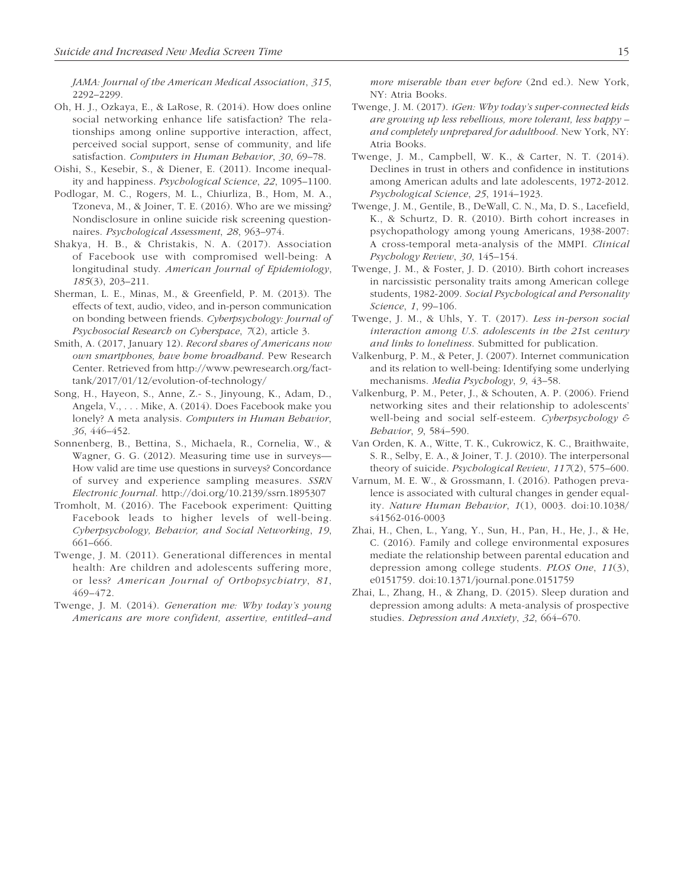*JAMA: Journal of the American Medical Association*, *315*, 2292–2299.

Oh, H. J., Ozkaya, E., & LaRose, R. (2014). How does online social networking enhance life satisfaction? The relationships among online supportive interaction, affect, perceived social support, sense of community, and life satisfaction. *Computers in Human Behavior*, *30*, 69–78.

Oishi, S., Kesebir, S., & Diener, E. (2011). Income inequality and happiness. *Psychological Science*, *22*, 1095–1100.

Podlogar, M. C., Rogers, M. L., Chiurliza, B., Hom, M. A., Tzoneva, M., & Joiner, T. E. (2016). Who are we missing? Nondisclosure in online suicide risk screening questionnaires. *Psychological Assessment*, *28*, 963–974.

Shakya, H. B., & Christakis, N. A. (2017). Association of Facebook use with compromised well-being: A longitudinal study. *American Journal of Epidemiology*, *185*(3), 203–211.

Sherman, L. E., Minas, M., & Greenfield, P. M. (2013). The effects of text, audio, video, and in-person communication on bonding between friends. *Cyberpsychology: Journal of Psychosocial Research on Cyberspace*, *7*(2), article 3.

Smith, A. (2017, January 12). *Record shares of Americans now own smartphones, have home broadband*. Pew Research Center. Retrieved from http://www.pewresearch.org/fact-tank/2017/01/12/evolution-of-technology/

Song, H., Hayeon, S., Anne, Z.- S., Jinyoung, K., Adam, D., Angela, V., . . . Mike, A. (2014). Does Facebook make you lonely? A meta analysis. *Computers in Human Behavior*, *36*, 446–452.

Sonnenberg, B., Bettina, S., Michaela, R., Cornelia, W., & Wagner, G. G. (2012). Measuring time use in surveys—How valid are time use questions in surveys? Concordance of survey and experience sampling measures. *SSRN Electronic Journal*. http://doi.org/10.2139/ssrn.1895307

Tromholt, M. (2016). The Facebook experiment: Quitting Facebook leads to higher levels of well-being. *Cyberpsychology, Behavior, and Social Networking*, *19*, 661–666.

Twenge, J. M. (2011). Generational differences in mental health: Are children and adolescents suffering more, or less? *American Journal of Orthopsychiatry*, *81*, 469–472.

Twenge, J. M. (2014). *Generation me: Why today's young Americans are more confident, assertive, entitled–and more miserable than ever before* (2nd ed.). New York, NY: Atria Books.

Twenge, J. M. (2017). *iGen: Why today's super-connected kids are growing up less rebellious, more tolerant, less happy – and completely unprepared for adulthood*. New York, NY: Atria Books.

Twenge, J. M., Campbell, W. K., & Carter, N. T. (2014). Declines in trust in others and confidence in institutions among American adults and late adolescents, 1972-2012. *Psychological Science*, *25*, 1914–1923.

Twenge, J. M., Gentile, B., DeWall, C. N., Ma, D. S., Lacefield, K., & Schurtz, D. R. (2010). Birth cohort increases in psychopathology among young Americans, 1938-2007: A cross-temporal meta-analysis of the MMPI. *Clinical Psychology Review*, *30*, 145–154.

Twenge, J. M., & Foster, J. D. (2010). Birth cohort increases in narcissistic personality traits among American college students, 1982-2009. *Social Psychological and Personality Science*, *1*, 99–106.

Twenge, J. M., & Uhls, Y. T. (2017). *Less in-person social interaction among U.S. adolescents in the 21st century and links to loneliness*. Submitted for publication.

Valkenburg, P. M., & Peter, J. (2007). Internet communication and its relation to well-being: Identifying some underlying mechanisms. *Media Psychology*, *9*, 43–58.

Valkenburg, P. M., Peter, J., & Schouten, A. P. (2006). Friend networking sites and their relationship to adolescents' well-being and social self-esteem. *Cyberpsychology & Behavior*, *9*, 584–590.

Van Orden, K. A., Witte, T. K., Cukrowicz, K. C., Braithwaite, S. R., Selby, E. A., & Joiner, T. J. (2010). The interpersonal theory of suicide. *Psychological Review*, *117*(2), 575–600.

Varnum, M. E. W., & Grossmann, I. (2016). Pathogen prevalence is associated with cultural changes in gender equality. *Nature Human Behavior*, *1*(1), 0003. doi:10.1038/s41562-016-0003

Zhai, H., Chen, L., Yang, Y., Sun, H., Pan, H., He, J., & He, C. (2016). Family and college environmental exposures mediate the relationship between parental education and depression among college students. *PLOS One*, *11*(3), e0151759. doi:10.1371/journal.pone.0151759

Zhai, L., Zhang, H., & Zhang, D. (2015). Sleep duration and depression among adults: A meta-analysis of prospective studies. *Depression and Anxiety*, *32*, 664–670.